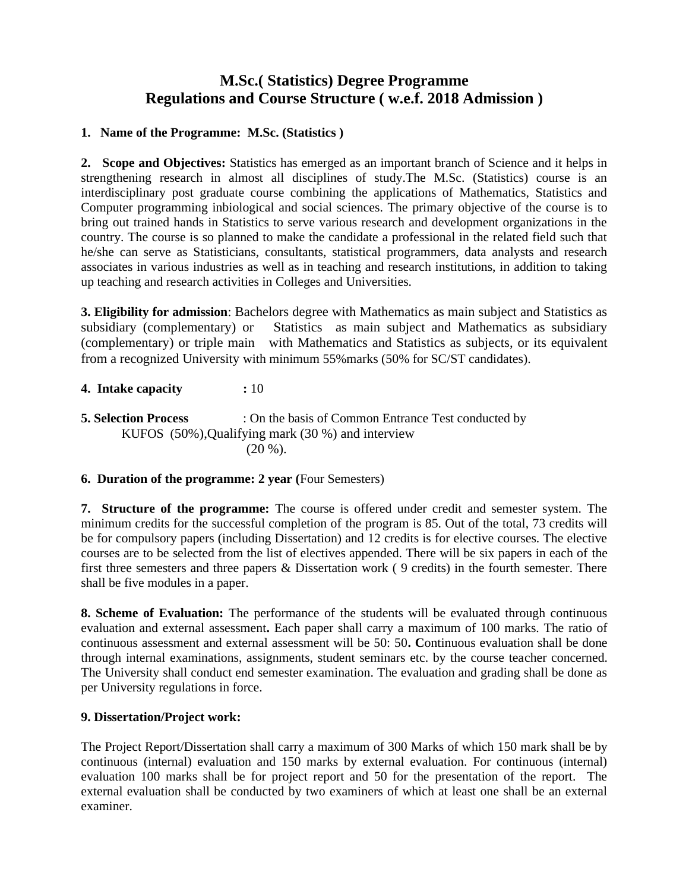# M.Sc.( Statistics) Degree Programme
# Regulations and Course Structure ( w.e.f. 2018 Admission )

**1. Name of the Programme: M.Sc. (Statistics )**

**2. Scope and Objectives:** Statistics has emerged as an important branch of Science and it helps in strengthening research in almost all disciplines of study.The M.Sc. (Statistics) course is an interdisciplinary post graduate course combining the applications of Mathematics, Statistics and Computer programming inbiological and social sciences. The primary objective of the course is to bring out trained hands in Statistics to serve various research and development organizations in the country. The course is so planned to make the candidate a professional in the related field such that he/she can serve as Statisticians, consultants, statistical programmers, data analysts and research associates in various industries as well as in teaching and research institutions, in addition to taking up teaching and research activities in Colleges and Universities.

**3. Eligibility for admission**: Bachelors degree with Mathematics as main subject and Statistics as subsidiary (complementary) or Statistics as main subject and Mathematics as subsidiary (complementary) or triple main with Mathematics and Statistics as subjects, or its equivalent from a recognized University with minimum 55%marks (50% for SC/ST candidates).

**4. Intake capacity : 10**

**5. Selection Process** : On the basis of Common Entrance Test conducted by KUFOS (50%),Qualifying mark (30 %) and interview (20 %).

**6. Duration of the programme: 2 year (**Four Semesters)

**7. Structure of the programme:** The course is offered under credit and semester system. The minimum credits for the successful completion of the program is 85. Out of the total, 73 credits will be for compulsory papers (including Dissertation) and 12 credits is for elective courses. The elective courses are to be selected from the list of electives appended. There will be six papers in each of the first three semesters and three papers & Dissertation work ( 9 credits) in the fourth semester. There shall be five modules in a paper.

**8. Scheme of Evaluation:** The performance of the students will be evaluated through continuous evaluation and external assessment**.** Each paper shall carry a maximum of 100 marks. The ratio of continuous assessment and external assessment will be 50: 50**. C**ontinuous evaluation shall be done through internal examinations, assignments, student seminars etc. by the course teacher concerned. The University shall conduct end semester examination. The evaluation and grading shall be done as per University regulations in force.

**9. Dissertation/Project work:**

The Project Report/Dissertation shall carry a maximum of 300 Marks of which 150 mark shall be by continuous (internal) evaluation and 150 marks by external evaluation. For continuous (internal) evaluation 100 marks shall be for project report and 50 for the presentation of the report. The external evaluation shall be conducted by two examiners of which at least one shall be an external examiner.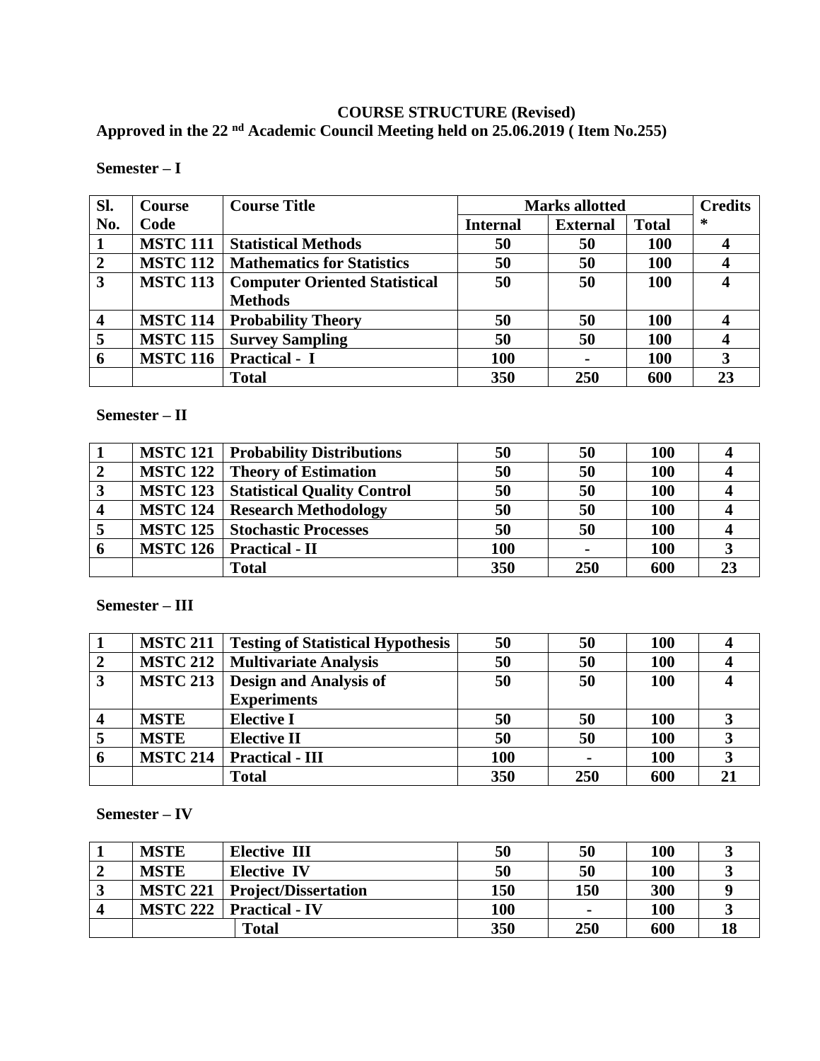**COURSE STRUCTURE (Revised)**

**Approved in the 22 nd Academic Council Meeting held on 25.06.2019 ( Item No.255)**

**Semester – I**

| Sl. No. | Course Code | Course Title | Marks allotted | | | Credits * |
|---|---|---|---|---|---|---|
| | | | Internal | External | Total | |
| 1 | MSTC 111 | Statistical Methods | 50 | 50 | 100 | 4 |
| 2 | MSTC 112 | Mathematics for Statistics | 50 | 50 | 100 | 4 |
| 3 | MSTC 113 | Computer Oriented Statistical Methods | 50 | 50 | 100 | 4 |
| 4 | MSTC 114 | Probability Theory | 50 | 50 | 100 | 4 |
| 5 | MSTC 115 | Survey Sampling | 50 | 50 | 100 | 4 |
| 6 | MSTC 116 | Practical - I | 100 | - | 100 | 3 |
| | | Total | 350 | 250 | 600 | 23 |

**Semester – II**

| | | | | | | |
|---|---|---|---|---|---|---|
| 1 | MSTC 121 | Probability Distributions | 50 | 50 | 100 | 4 |
| 2 | MSTC 122 | Theory of Estimation | 50 | 50 | 100 | 4 |
| 3 | MSTC 123 | Statistical Quality Control | 50 | 50 | 100 | 4 |
| 4 | MSTC 124 | Research Methodology | 50 | 50 | 100 | 4 |
| 5 | MSTC 125 | Stochastic Processes | 50 | 50 | 100 | 4 |
| 6 | MSTC 126 | Practical - II | 100 | - | 100 | 3 |
| | | Total | 350 | 250 | 600 | 23 |

**Semester – III**

| | | | | | | |
|---|---|---|---|---|---|---|
| 1 | MSTC 211 | Testing of Statistical Hypothesis | 50 | 50 | 100 | 4 |
| 2 | MSTC 212 | Multivariate Analysis | 50 | 50 | 100 | 4 |
| 3 | MSTC 213 | Design and Analysis of Experiments | 50 | 50 | 100 | 4 |
| 4 | MSTE | Elective I | 50 | 50 | 100 | 3 |
| 5 | MSTE | Elective II | 50 | 50 | 100 | 3 |
| 6 | MSTC 214 | Practical - III | 100 | - | 100 | 3 |
| | | Total | 350 | 250 | 600 | 21 |

**Semester – IV**

| | | | | | | |
|---|---|---|---|---|---|---|
| 1 | MSTE | Elective III | 50 | 50 | 100 | 3 |
| 2 | MSTE | Elective IV | 50 | 50 | 100 | 3 |
| 3 | MSTC 221 | Project/Dissertation | 150 | 150 | 300 | 9 |
| 4 | MSTC 222 | Practical - IV | 100 | - | 100 | 3 |
| | | Total | 350 | 250 | 600 | 18 |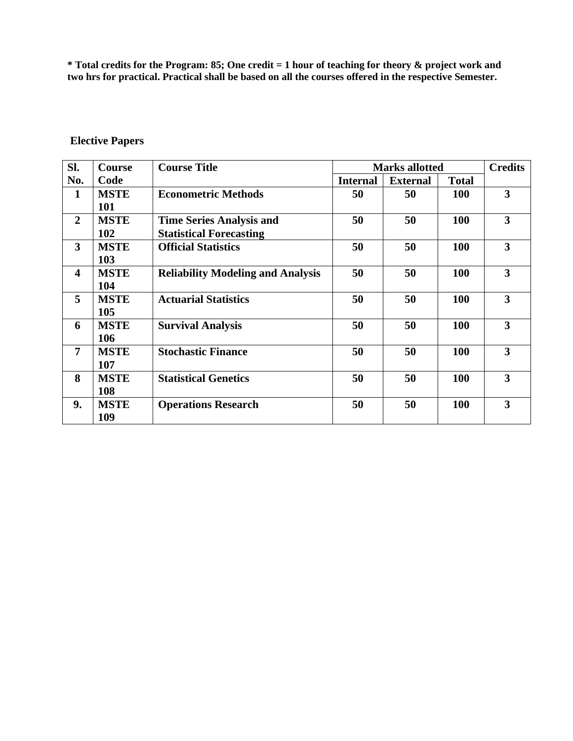**\* Total credits for the Program: 85; One credit = 1 hour of teaching for theory & project work and two hrs for practical. Practical shall be based on all the courses offered in the respective Semester.**

## Elective Papers

| Sl. No. | Course Code | Course Title | Marks allotted | | | Credits |
|---|---|---|---|---|---|---|
| | | | Internal | External | Total | |
| 1 | MSTE 101 | Econometric Methods | 50 | 50 | 100 | 3 |
| 2 | MSTE 102 | Time Series Analysis and Statistical Forecasting | 50 | 50 | 100 | 3 |
| 3 | MSTE 103 | Official Statistics | 50 | 50 | 100 | 3 |
| 4 | MSTE 104 | Reliability Modeling and Analysis | 50 | 50 | 100 | 3 |
| 5 | MSTE 105 | Actuarial Statistics | 50 | 50 | 100 | 3 |
| 6 | MSTE 106 | Survival Analysis | 50 | 50 | 100 | 3 |
| 7 | MSTE 107 | Stochastic Finance | 50 | 50 | 100 | 3 |
| 8 | MSTE 108 | Statistical Genetics | 50 | 50 | 100 | 3 |
| 9. | MSTE 109 | Operations Research | 50 | 50 | 100 | 3 |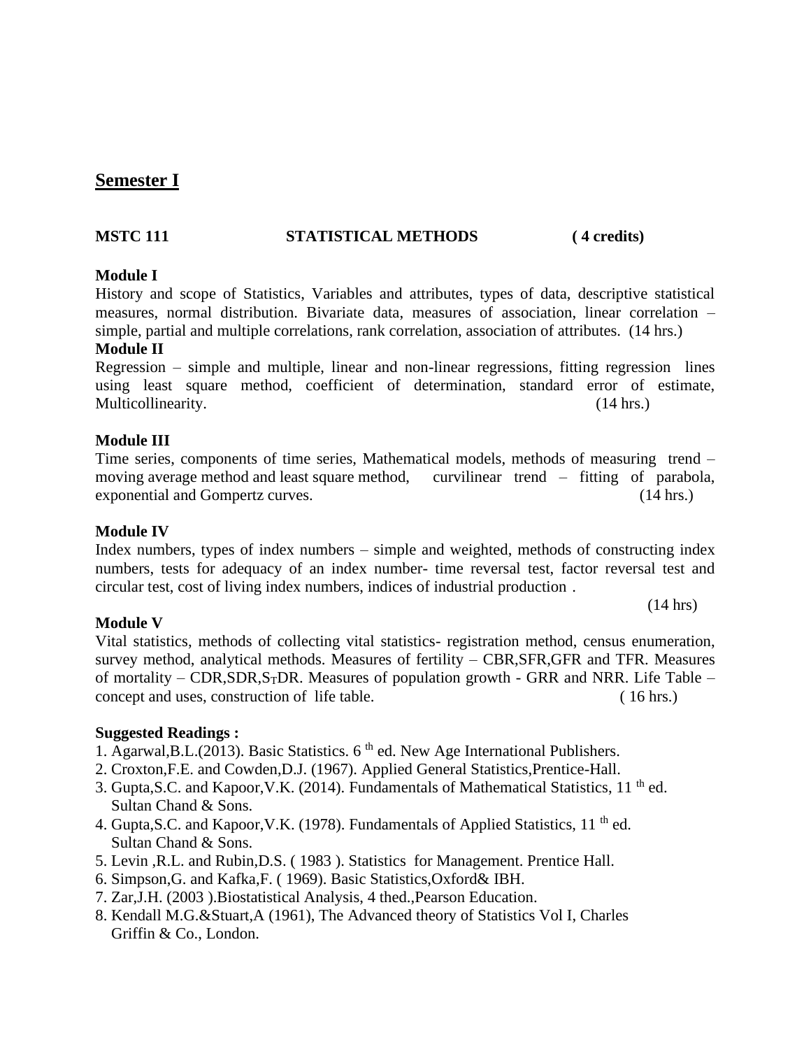## Semester I

**MSTC 111 STATISTICAL METHODS ( 4 credits)**

**Module I**

History and scope of Statistics, Variables and attributes, types of data, descriptive statistical measures, normal distribution. Bivariate data, measures of association, linear correlation – simple, partial and multiple correlations, rank correlation, association of attributes. (14 hrs.)

**Module II**

Regression – simple and multiple, linear and non-linear regressions, fitting regression lines using least square method, coefficient of determination, standard error of estimate, Multicollinearity. (14 hrs.)

**Module III**

Time series, components of time series, Mathematical models, methods of measuring trend – moving average method and least square method, curvilinear trend – fitting of parabola, exponential and Gompertz curves. (14 hrs.)

**Module IV**

Index numbers, types of index numbers – simple and weighted, methods of constructing index numbers, tests for adequacy of an index number- time reversal test, factor reversal test and circular test, cost of living index numbers, indices of industrial production .

(14 hrs)

**Module V**

Vital statistics, methods of collecting vital statistics- registration method, census enumeration, survey method, analytical methods. Measures of fertility – CBR,SFR,GFR and TFR. Measures of mortality – CDR,SDR,$S_T$DR. Measures of population growth - GRR and NRR. Life Table – concept and uses, construction of life table. ( 16 hrs.)

**Suggested Readings :**

1. Agarwal,B.L.(2013). Basic Statistics. 6 th ed. New Age International Publishers.
2. Croxton,F.E. and Cowden,D.J. (1967). Applied General Statistics,Prentice-Hall.
3. Gupta,S.C. and Kapoor,V.K. (2014). Fundamentals of Mathematical Statistics, 11 th ed. Sultan Chand & Sons.
4. Gupta,S.C. and Kapoor,V.K. (1978). Fundamentals of Applied Statistics, 11 th ed. Sultan Chand & Sons.
5. Levin ,R.L. and Rubin,D.S. ( 1983 ). Statistics for Management. Prentice Hall.
6. Simpson,G. and Kafka,F. ( 1969). Basic Statistics,Oxford& IBH.
7. Zar,J.H. (2003 ).Biostatistical Analysis, 4 thed.,Pearson Education.
8. Kendall M.G.&Stuart,A (1961), The Advanced theory of Statistics Vol I, Charles Griffin & Co., London.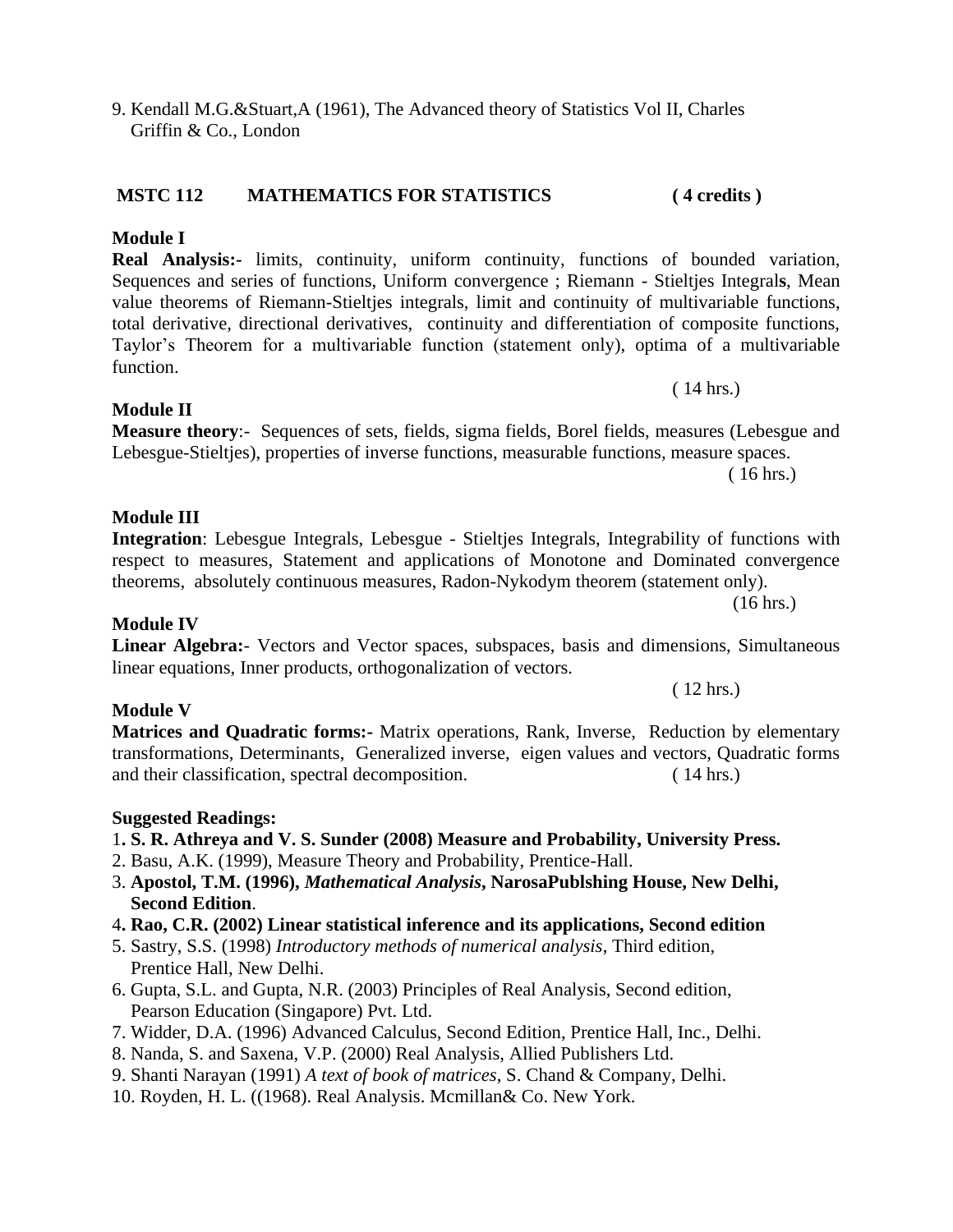9. Kendall M.G.&Stuart,A (1961), The Advanced theory of Statistics Vol II, Charles Griffin & Co., London

## MSTC 112 MATHEMATICS FOR STATISTICS ( 4 credits )

### Module I

**Real Analysis:-** limits, continuity, uniform continuity, functions of bounded variation, Sequences and series of functions, Uniform convergence ; Riemann - Stieltjes Integral**s**, Mean value theorems of Riemann-Stieltjes integrals, limit and continuity of multivariable functions, total derivative, directional derivatives, continuity and differentiation of composite functions, Taylor's Theorem for a multivariable function (statement only), optima of a multivariable function.

( 14 hrs.)

### Module II

**Measure theory**:- Sequences of sets, fields, sigma fields, Borel fields, measures (Lebesgue and Lebesgue-Stieltjes), properties of inverse functions, measurable functions, measure spaces.

( 16 hrs.)

### Module III

**Integration**: Lebesgue Integrals, Lebesgue - Stieltjes Integrals, Integrability of functions with respect to measures, Statement and applications of Monotone and Dominated convergence theorems, absolutely continuous measures, Radon-Nykodym theorem (statement only).

(16 hrs.)

### Module IV

**Linear Algebra:-** Vectors and Vector spaces, subspaces, basis and dimensions, Simultaneous linear equations, Inner products, orthogonalization of vectors.

( 12 hrs.)

### Module V

**Matrices and Quadratic forms:-** Matrix operations, Rank, Inverse, Reduction by elementary transformations, Determinants, Generalized inverse, eigen values and vectors, Quadratic forms and their classification, spectral decomposition. ( 14 hrs.)

### Suggested Readings:

1. **S. R. Athreya and V. S. Sunder (2008) Measure and Probability, University Press.**
2. Basu, A.K. (1999), Measure Theory and Probability, Prentice-Hall.
3. **Apostol, T.M. (1996), *Mathematical Analysis*, NarosaPublshing House, New Delhi, Second Edition**.
4. **Rao, C.R. (2002) Linear statistical inference and its applications, Second edition**
5. Sastry, S.S. (1998) *Introductory methods of numerical analysis*, Third edition, Prentice Hall, New Delhi.
6. Gupta, S.L. and Gupta, N.R. (2003) Principles of Real Analysis, Second edition, Pearson Education (Singapore) Pvt. Ltd.
7. Widder, D.A. (1996) Advanced Calculus, Second Edition, Prentice Hall, Inc., Delhi.
8. Nanda, S. and Saxena, V.P. (2000) Real Analysis, Allied Publishers Ltd.
9. Shanti Narayan (1991) *A text of book of matrices*, S. Chand & Company, Delhi.
10. Royden, H. L. ((1968). Real Analysis. Mcmillan& Co. New York.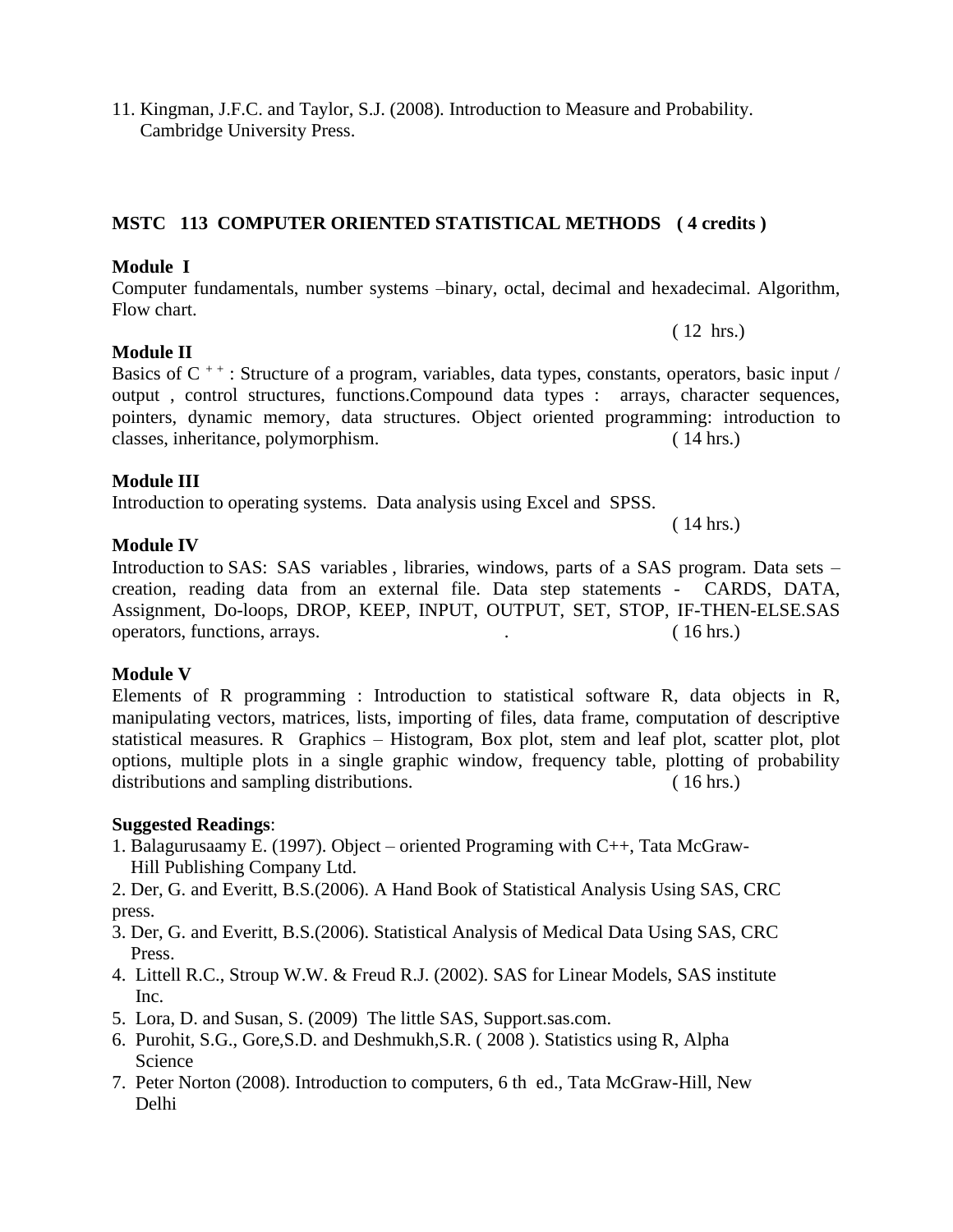11. Kingman, J.F.C. and Taylor, S.J. (2008). Introduction to Measure and Probability. Cambridge University Press.

**MSTC 113 COMPUTER ORIENTED STATISTICAL METHODS ( 4 credits )**

**Module I**

Computer fundamentals, number systems –binary, octal, decimal and hexadecimal. Algorithm, Flow chart.

( 12 hrs.)

**Module II**

Basics of C ++ : Structure of a program, variables, data types, constants, operators, basic input / output , control structures, functions.Compound data types : arrays, character sequences, pointers, dynamic memory, data structures. Object oriented programming: introduction to classes, inheritance, polymorphism. ( 14 hrs.)

**Module III**

Introduction to operating systems. Data analysis using Excel and SPSS.

( 14 hrs.)

**Module IV**

Introduction to SAS: SAS variables , libraries, windows, parts of a SAS program. Data sets – creation, reading data from an external file. Data step statements - CARDS, DATA, Assignment, Do-loops, DROP, KEEP, INPUT, OUTPUT, SET, STOP, IF-THEN-ELSE.SAS operators, functions, arrays. . ( 16 hrs.)

**Module V**

Elements of R programming : Introduction to statistical software R, data objects in R, manipulating vectors, matrices, lists, importing of files, data frame, computation of descriptive statistical measures. R Graphics – Histogram, Box plot, stem and leaf plot, scatter plot, plot options, multiple plots in a single graphic window, frequency table, plotting of probability distributions and sampling distributions. ( 16 hrs.)

**Suggested Readings**:

1. Balagurusaamy E. (1997). Object – oriented Programing with C++, Tata McGraw-Hill Publishing Company Ltd.
2. Der, G. and Everitt, B.S.(2006). A Hand Book of Statistical Analysis Using SAS, CRC press.
3. Der, G. and Everitt, B.S.(2006). Statistical Analysis of Medical Data Using SAS, CRC Press.
4. Littell R.C., Stroup W.W. & Freud R.J. (2002). SAS for Linear Models, SAS institute Inc.
5. Lora, D. and Susan, S. (2009) The little SAS, Support.sas.com.
6. Purohit, S.G., Gore,S.D. and Deshmukh,S.R. ( 2008 ). Statistics using R, Alpha Science
7. Peter Norton (2008). Introduction to computers, 6 th ed., Tata McGraw-Hill, New Delhi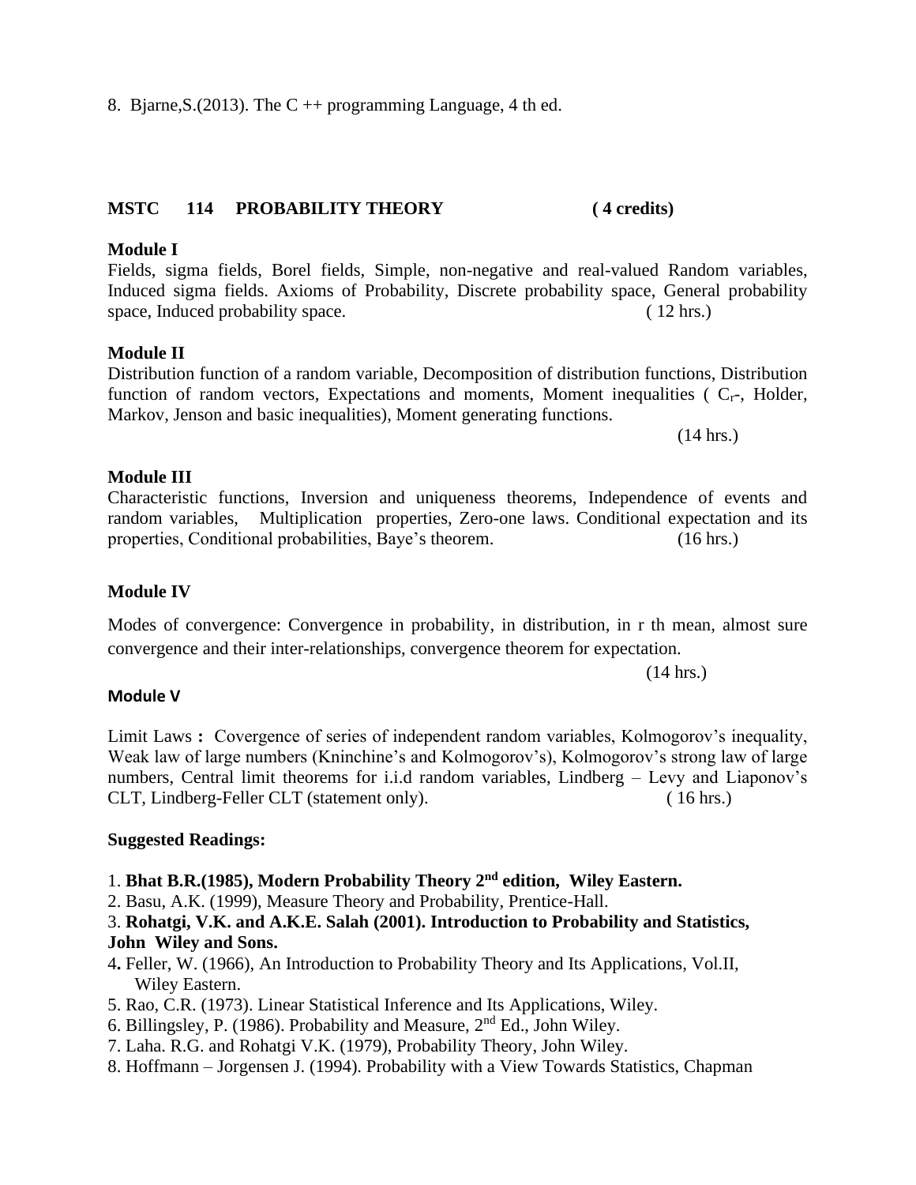8. Bjarne,S.(2013). The C ++ programming Language, 4 th ed.

## MSTC 114 PROBABILITY THEORY ( 4 credits)

### Module I

Fields, sigma fields, Borel fields, Simple, non-negative and real-valued Random variables, Induced sigma fields. Axioms of Probability, Discrete probability space, General probability space, Induced probability space. ( 12 hrs.)

### Module II

Distribution function of a random variable, Decomposition of distribution functions, Distribution function of random vectors, Expectations and moments, Moment inequalities ( $C_r$-, Holder, Markov, Jenson and basic inequalities), Moment generating functions.

(14 hrs.)

### Module III

Characteristic functions, Inversion and uniqueness theorems, Independence of events and random variables, Multiplication properties, Zero-one laws. Conditional expectation and its properties, Conditional probabilities, Baye's theorem. (16 hrs.)

### Module IV

Modes of convergence: Convergence in probability, in distribution, in r th mean, almost sure convergence and their inter-relationships, convergence theorem for expectation.

(14 hrs.)

### Module V

Limit Laws **:** Covergence of series of independent random variables, Kolmogorov's inequality, Weak law of large numbers (Kninchine's and Kolmogorov's), Kolmogorov's strong law of large numbers, Central limit theorems for i.i.d random variables, Lindberg – Levy and Liaponov's CLT, Lindberg-Feller CLT (statement only). ( 16 hrs.)

### Suggested Readings:

1. **Bhat B.R.(1985), Modern Probability Theory 2nd edition, Wiley Eastern.**
2. Basu, A.K. (1999), Measure Theory and Probability, Prentice-Hall.
3. **Rohatgi, V.K. and A.K.E. Salah (2001). Introduction to Probability and Statistics, John Wiley and Sons.**
4. Feller, W. (1966), An Introduction to Probability Theory and Its Applications, Vol.II, Wiley Eastern.
5. Rao, C.R. (1973). Linear Statistical Inference and Its Applications, Wiley.
6. Billingsley, P. (1986). Probability and Measure, 2nd Ed., John Wiley.
7. Laha. R.G. and Rohatgi V.K. (1979), Probability Theory, John Wiley.
8. Hoffmann – Jorgensen J. (1994). Probability with a View Towards Statistics, Chapman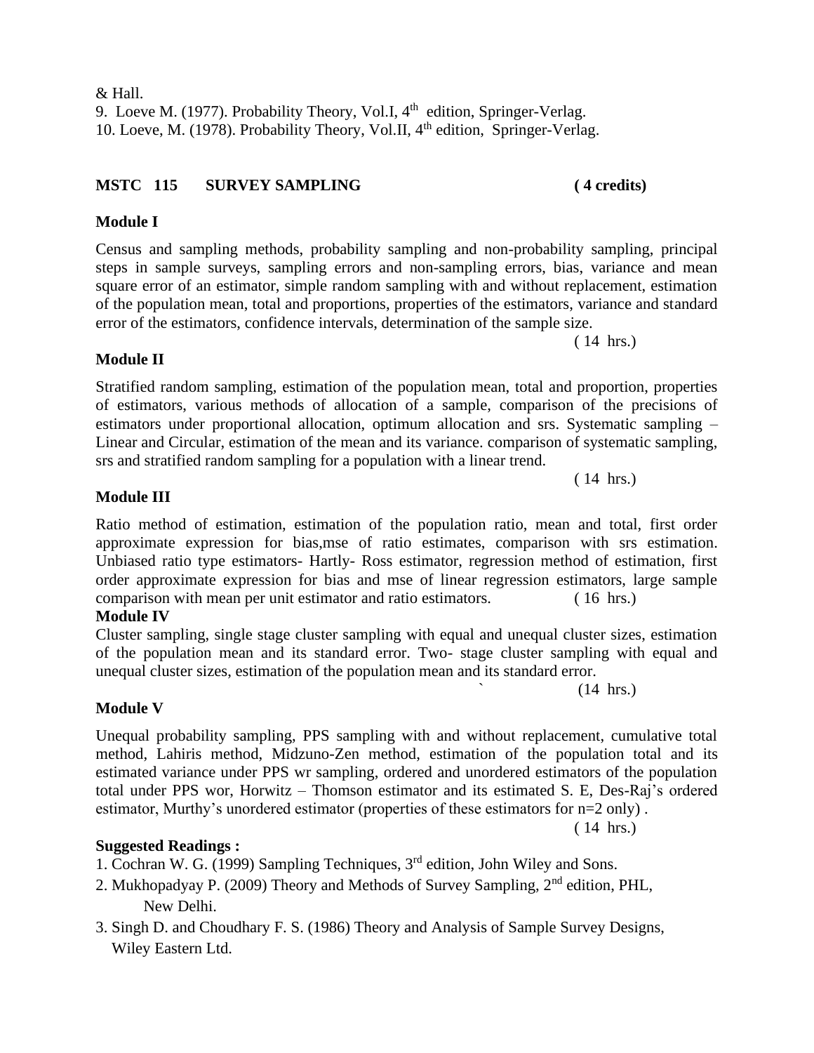& Hall.

9. Loeve M. (1977). Probability Theory, Vol.I, 4th edition, Springer-Verlag.
10. Loeve, M. (1978). Probability Theory, Vol.II, 4th edition, Springer-Verlag.

## MSTC 115 SURVEY SAMPLING ( 4 credits)

### Module I

Census and sampling methods, probability sampling and non-probability sampling, principal steps in sample surveys, sampling errors and non-sampling errors, bias, variance and mean square error of an estimator, simple random sampling with and without replacement, estimation of the population mean, total and proportions, properties of the estimators, variance and standard error of the estimators, confidence intervals, determination of the sample size.

( 14 hrs.)

### Module II

Stratified random sampling, estimation of the population mean, total and proportion, properties of estimators, various methods of allocation of a sample, comparison of the precisions of estimators under proportional allocation, optimum allocation and srs. Systematic sampling – Linear and Circular, estimation of the mean and its variance. comparison of systematic sampling, srs and stratified random sampling for a population with a linear trend.

( 14 hrs.)

### Module III

Ratio method of estimation, estimation of the population ratio, mean and total, first order approximate expression for bias,mse of ratio estimates, comparison with srs estimation. Unbiased ratio type estimators- Hartly- Ross estimator, regression method of estimation, first order approximate expression for bias and mse of linear regression estimators, large sample comparison with mean per unit estimator and ratio estimators. ( 16 hrs.)

### Module IV

Cluster sampling, single stage cluster sampling with equal and unequal cluster sizes, estimation of the population mean and its standard error. Two- stage cluster sampling with equal and unequal cluster sizes, estimation of the population mean and its standard error.

(14 hrs.)

### Module V

Unequal probability sampling, PPS sampling with and without replacement, cumulative total method, Lahiris method, Midzuno-Zen method, estimation of the population total and its estimated variance under PPS wr sampling, ordered and unordered estimators of the population total under PPS wor, Horwitz – Thomson estimator and its estimated S. E, Des-Raj's ordered estimator, Murthy's unordered estimator (properties of these estimators for n=2 only) .

( 14 hrs.)

**Suggested Readings :**

1. Cochran W. G. (1999) Sampling Techniques, 3rd edition, John Wiley and Sons.
2. Mukhopadyay P. (2009) Theory and Methods of Survey Sampling, 2nd edition, PHL, New Delhi.
3. Singh D. and Choudhary F. S. (1986) Theory and Analysis of Sample Survey Designs, Wiley Eastern Ltd.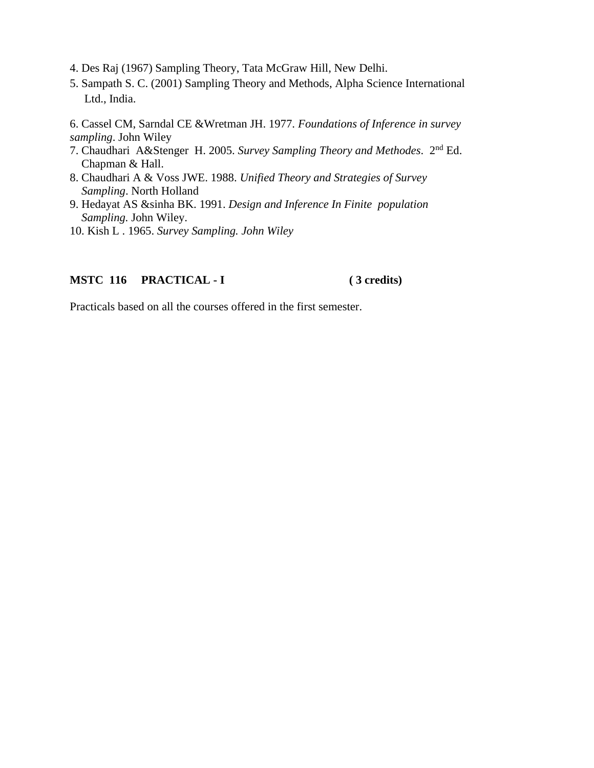4. Des Raj (1967) Sampling Theory, Tata McGraw Hill, New Delhi.
5. Sampath S. C. (2001) Sampling Theory and Methods, Alpha Science International Ltd., India.

6. Cassel CM, Sarndal CE &Wretman JH. 1977. *Foundations of Inference in survey sampling*. John Wiley
7. Chaudhari A&Stenger H. 2005. *Survey Sampling Theory and Methodes*. 2nd Ed. Chapman & Hall.
8. Chaudhari A & Voss JWE. 1988. *Unified Theory and Strategies of Survey Sampling*. North Holland
9. Hedayat AS &sinha BK. 1991. *Design and Inference In Finite population Sampling.* John Wiley.
10. Kish L . 1965. *Survey Sampling. John Wiley*

**MSTC 116 PRACTICAL - I ( 3 credits)**

Practicals based on all the courses offered in the first semester.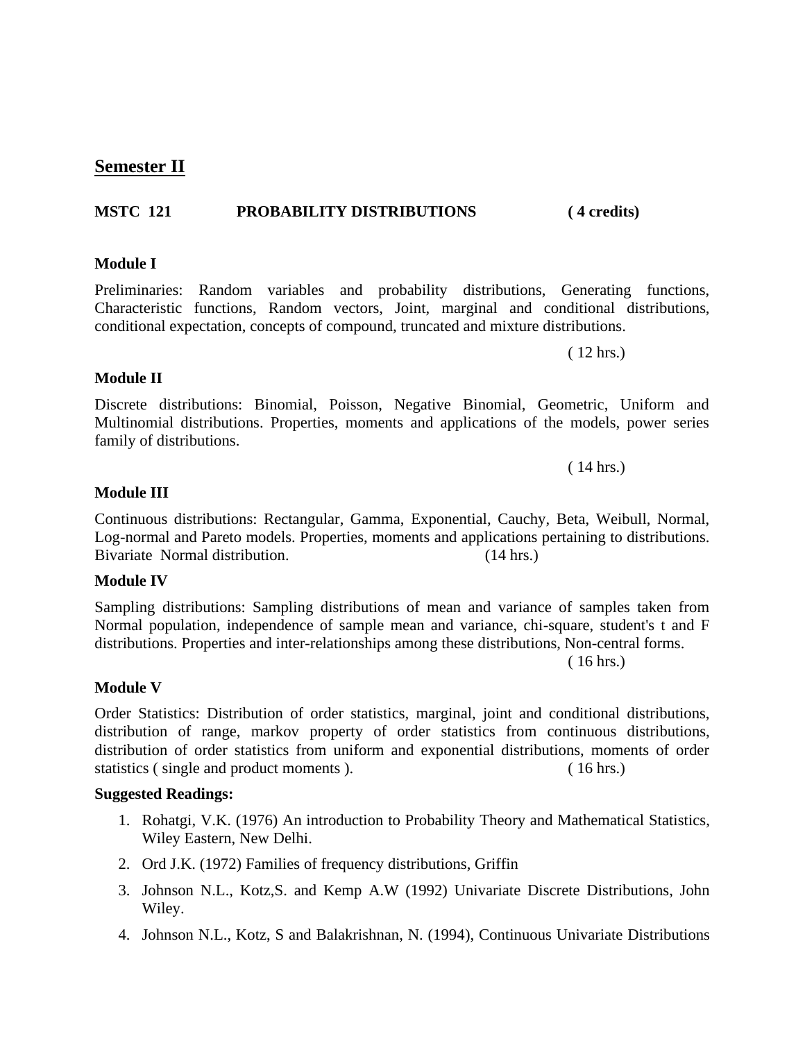## Semester II

**MSTC 121 PROBABILITY DISTRIBUTIONS ( 4 credits)**

**Module I**

Preliminaries: Random variables and probability distributions, Generating functions, Characteristic functions, Random vectors, Joint, marginal and conditional distributions, conditional expectation, concepts of compound, truncated and mixture distributions.

( 12 hrs.)

**Module II**

Discrete distributions: Binomial, Poisson, Negative Binomial, Geometric, Uniform and Multinomial distributions. Properties, moments and applications of the models, power series family of distributions.

( 14 hrs.)

**Module III**

Continuous distributions: Rectangular, Gamma, Exponential, Cauchy, Beta, Weibull, Normal, Log-normal and Pareto models. Properties, moments and applications pertaining to distributions. Bivariate Normal distribution. (14 hrs.)

**Module IV**

Sampling distributions: Sampling distributions of mean and variance of samples taken from Normal population, independence of sample mean and variance, chi-square, student's t and F distributions. Properties and inter-relationships among these distributions, Non-central forms.

( 16 hrs.)

**Module V**

Order Statistics: Distribution of order statistics, marginal, joint and conditional distributions, distribution of range, markov property of order statistics from continuous distributions, distribution of order statistics from uniform and exponential distributions, moments of order statistics ( single and product moments ). ( 16 hrs.)

**Suggested Readings:**

1. Rohatgi, V.K. (1976) An introduction to Probability Theory and Mathematical Statistics, Wiley Eastern, New Delhi.
2. Ord J.K. (1972) Families of frequency distributions, Griffin
3. Johnson N.L., Kotz,S. and Kemp A.W (1992) Univariate Discrete Distributions, John Wiley.
4. Johnson N.L., Kotz, S and Balakrishnan, N. (1994), Continuous Univariate Distributions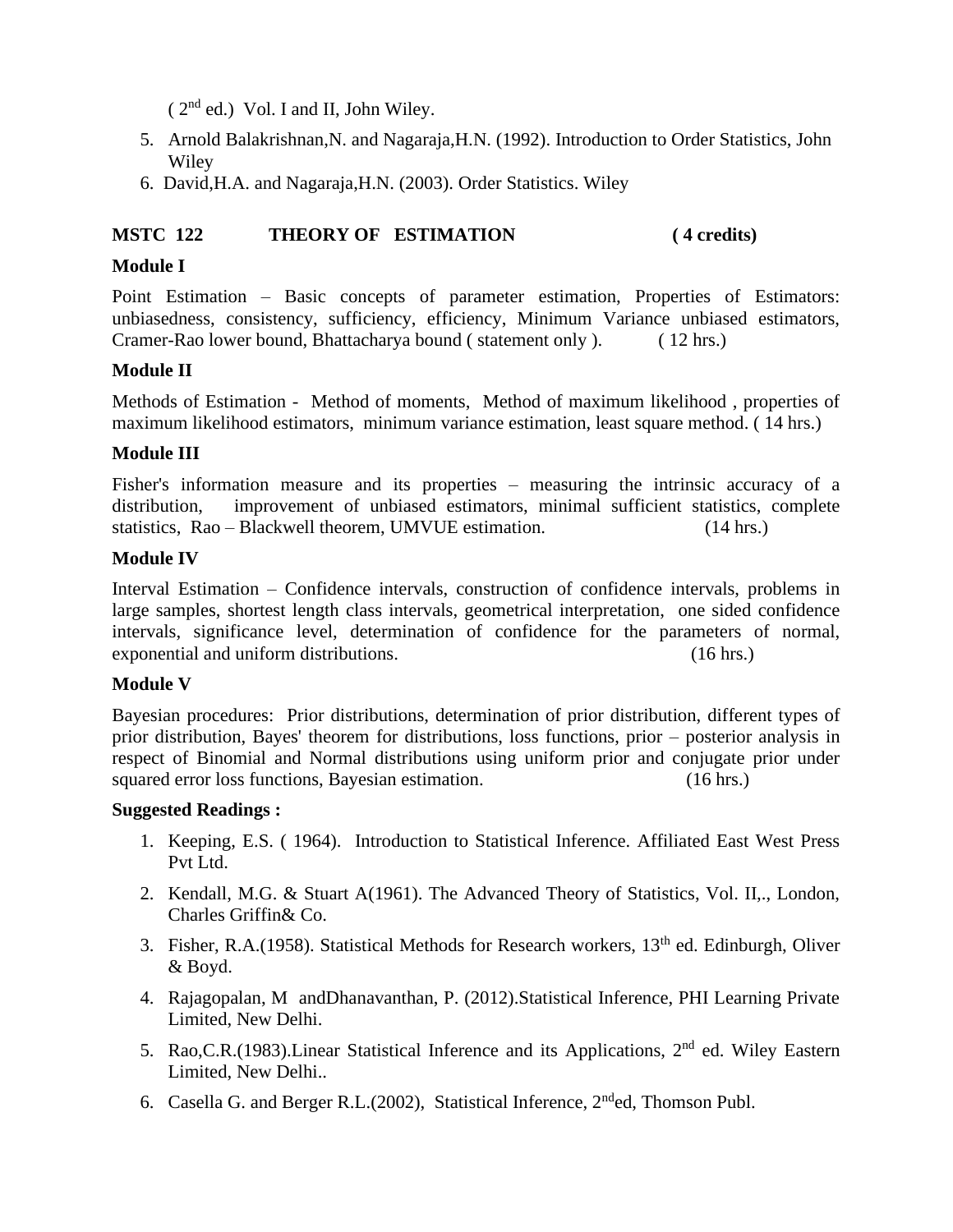( $2^{nd}$ ed.) Vol. I and II, John Wiley.

5. Arnold Balakrishnan,N. and Nagaraja,H.N. (1992). Introduction to Order Statistics, John Wiley
6. David,H.A. and Nagaraja,H.N. (2003). Order Statistics. Wiley

**MSTC 122 THEORY OF ESTIMATION ( 4 credits)**

**Module I**

Point Estimation – Basic concepts of parameter estimation, Properties of Estimators: unbiasedness, consistency, sufficiency, efficiency, Minimum Variance unbiased estimators, Cramer-Rao lower bound, Bhattacharya bound ( statement only ). ( 12 hrs.)

**Module II**

Methods of Estimation - Method of moments, Method of maximum likelihood , properties of maximum likelihood estimators, minimum variance estimation, least square method. ( 14 hrs.)

**Module III**

Fisher's information measure and its properties – measuring the intrinsic accuracy of a distribution, improvement of unbiased estimators, minimal sufficient statistics, complete statistics, Rao – Blackwell theorem, UMVUE estimation. (14 hrs.)

**Module IV**

Interval Estimation – Confidence intervals, construction of confidence intervals, problems in large samples, shortest length class intervals, geometrical interpretation, one sided confidence intervals, significance level, determination of confidence for the parameters of normal, exponential and uniform distributions. (16 hrs.)

**Module V**

Bayesian procedures: Prior distributions, determination of prior distribution, different types of prior distribution, Bayes' theorem for distributions, loss functions, prior – posterior analysis in respect of Binomial and Normal distributions using uniform prior and conjugate prior under squared error loss functions, Bayesian estimation. (16 hrs.)

**Suggested Readings :**

1. Keeping, E.S. ( 1964). Introduction to Statistical Inference. Affiliated East West Press Pvt Ltd.
2. Kendall, M.G. & Stuart A(1961). The Advanced Theory of Statistics, Vol. II,., London, Charles Griffin& Co.
3. Fisher, R.A.(1958). Statistical Methods for Research workers, $13^{th}$ ed. Edinburgh, Oliver & Boyd.
4. Rajagopalan, M andDhanavanthan, P. (2012).Statistical Inference, PHI Learning Private Limited, New Delhi.
5. Rao,C.R.(1983).Linear Statistical Inference and its Applications, $2^{nd}$ ed. Wiley Eastern Limited, New Delhi..
6. Casella G. and Berger R.L.(2002), Statistical Inference, $2^{nd}$ed, Thomson Publ.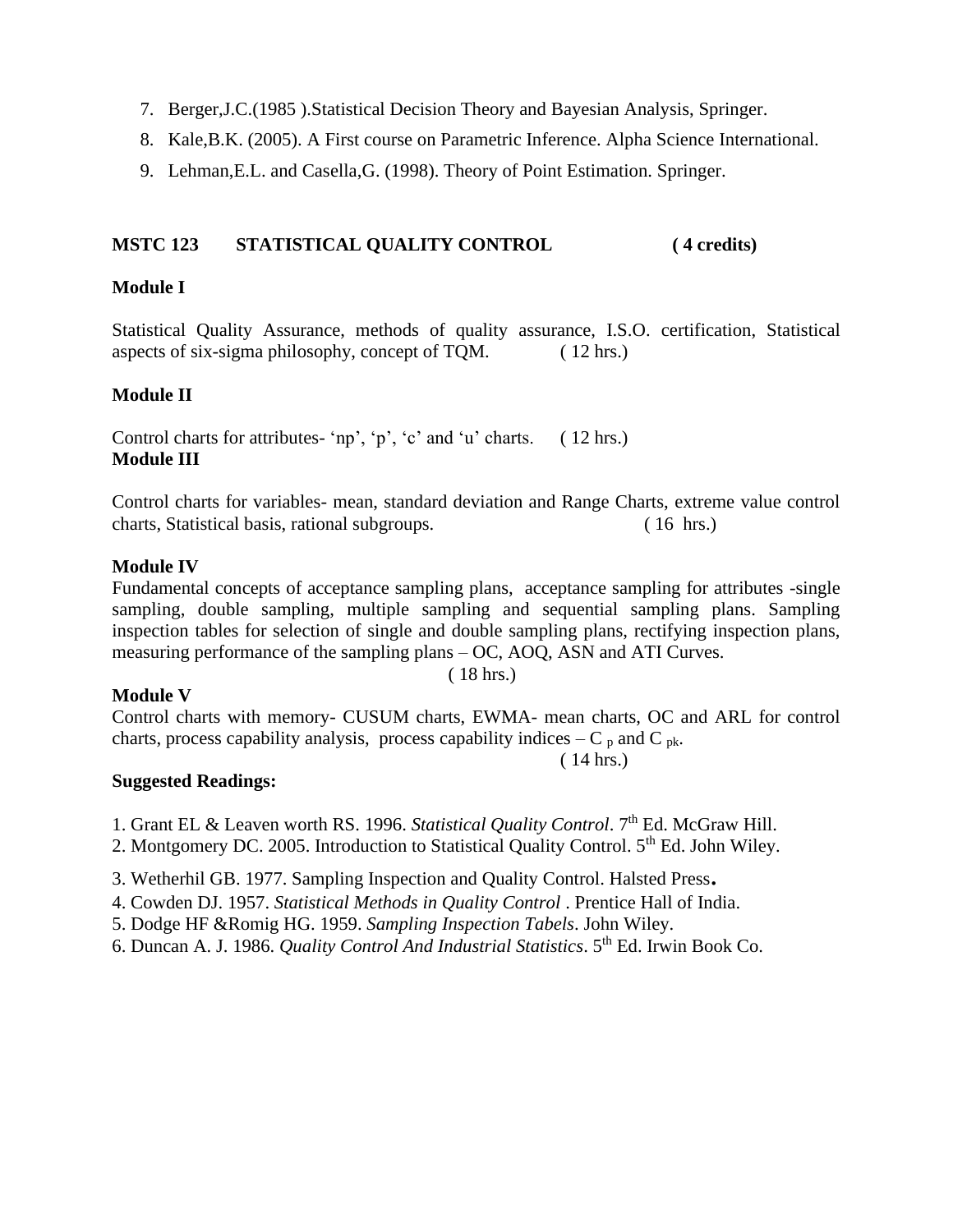7. Berger,J.C.(1985 ).Statistical Decision Theory and Bayesian Analysis, Springer.
8. Kale,B.K. (2005). A First course on Parametric Inference. Alpha Science International.
9. Lehman,E.L. and Casella,G. (1998). Theory of Point Estimation. Springer.

**MSTC 123 STATISTICAL QUALITY CONTROL ( 4 credits)**

**Module I**

Statistical Quality Assurance, methods of quality assurance, I.S.O. certification, Statistical aspects of six-sigma philosophy, concept of TQM. ( 12 hrs.)

**Module II**

Control charts for attributes- 'np', 'p', 'c' and 'u' charts. ( 12 hrs.)

**Module III**

Control charts for variables- mean, standard deviation and Range Charts, extreme value control charts, Statistical basis, rational subgroups. ( 16 hrs.)

**Module IV**

Fundamental concepts of acceptance sampling plans, acceptance sampling for attributes -single sampling, double sampling, multiple sampling and sequential sampling plans. Sampling inspection tables for selection of single and double sampling plans, rectifying inspection plans, measuring performance of the sampling plans – OC, AOQ, ASN and ATI Curves.

( 18 hrs.)

**Module V**

Control charts with memory- CUSUM charts, EWMA- mean charts, OC and ARL for control charts, process capability analysis, process capability indices – $C_p$ and $C_{pk}$.

( 14 hrs.)

**Suggested Readings:**

1. Grant EL & Leaven worth RS. 1996. *Statistical Quality Control*. 7th Ed. McGraw Hill.
2. Montgomery DC. 2005. Introduction to Statistical Quality Control. 5th Ed. John Wiley.
3. Wetherhil GB. 1977. Sampling Inspection and Quality Control. Halsted Press.
4. Cowden DJ. 1957. *Statistical Methods in Quality Control* . Prentice Hall of India.
5. Dodge HF &Romig HG. 1959. *Sampling Inspection Tabels*. John Wiley.
6. Duncan A. J. 1986. *Quality Control And Industrial Statistics*. 5th Ed. Irwin Book Co.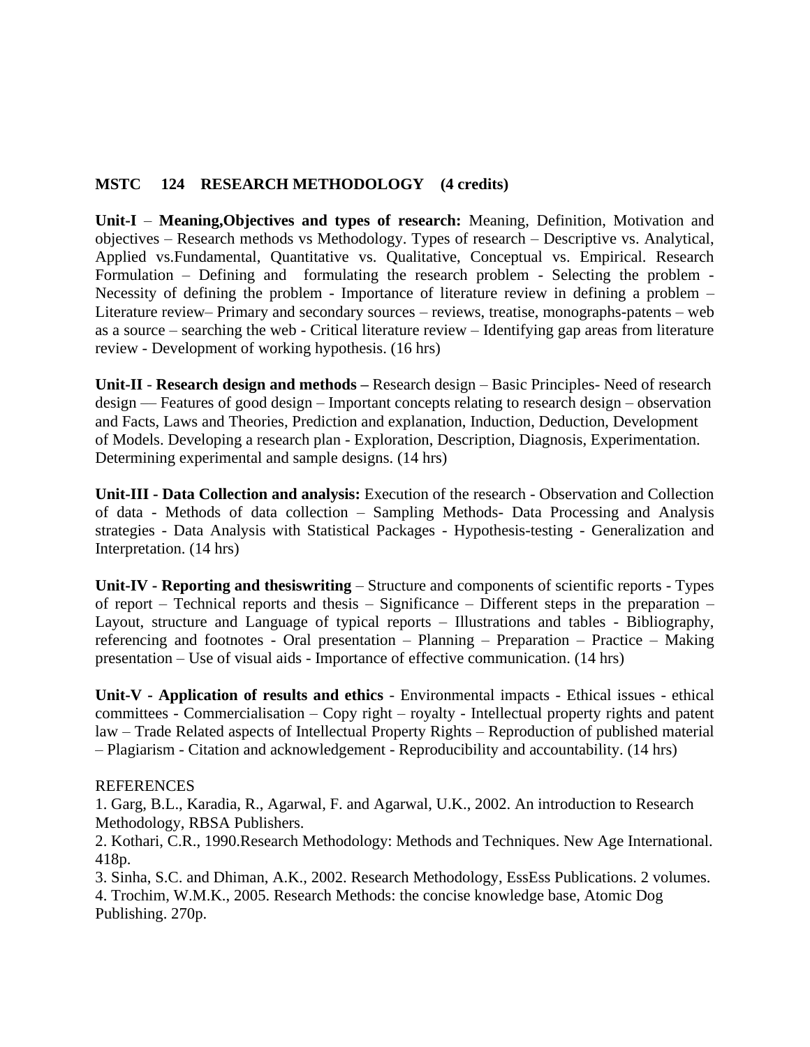## MSTC 124 RESEARCH METHODOLOGY (4 credits)

**Unit-I** – **Meaning,Objectives and types of research:** Meaning, Definition, Motivation and objectives – Research methods vs Methodology. Types of research – Descriptive vs. Analytical, Applied vs.Fundamental, Quantitative vs. Qualitative, Conceptual vs. Empirical. Research Formulation – Defining and formulating the research problem - Selecting the problem - Necessity of defining the problem - Importance of literature review in defining a problem – Literature review– Primary and secondary sources – reviews, treatise, monographs-patents – web as a source – searching the web - Critical literature review – Identifying gap areas from literature review - Development of working hypothesis. (16 hrs)

**Unit-II** - **Research design and methods –** Research design – Basic Principles- Need of research design –– Features of good design – Important concepts relating to research design – observation and Facts, Laws and Theories, Prediction and explanation, Induction, Deduction, Development of Models. Developing a research plan - Exploration, Description, Diagnosis, Experimentation. Determining experimental and sample designs. (14 hrs)

**Unit-III - Data Collection and analysis:** Execution of the research - Observation and Collection of data - Methods of data collection – Sampling Methods- Data Processing and Analysis strategies - Data Analysis with Statistical Packages - Hypothesis-testing - Generalization and Interpretation. (14 hrs)

**Unit-IV - Reporting and thesiswriting** – Structure and components of scientific reports - Types of report – Technical reports and thesis – Significance – Different steps in the preparation – Layout, structure and Language of typical reports – Illustrations and tables - Bibliography, referencing and footnotes - Oral presentation – Planning – Preparation – Practice – Making presentation – Use of visual aids - Importance of effective communication. (14 hrs)

**Unit-V - Application of results and ethics** - Environmental impacts - Ethical issues - ethical committees - Commercialisation – Copy right – royalty - Intellectual property rights and patent law – Trade Related aspects of Intellectual Property Rights – Reproduction of published material – Plagiarism - Citation and acknowledgement - Reproducibility and accountability. (14 hrs)

REFERENCES

1. Garg, B.L., Karadia, R., Agarwal, F. and Agarwal, U.K., 2002. An introduction to Research Methodology, RBSA Publishers.
2. Kothari, C.R., 1990.Research Methodology: Methods and Techniques. New Age International. 418p.
3. Sinha, S.C. and Dhiman, A.K., 2002. Research Methodology, EssEss Publications. 2 volumes.
4. Trochim, W.M.K., 2005. Research Methods: the concise knowledge base, Atomic Dog Publishing. 270p.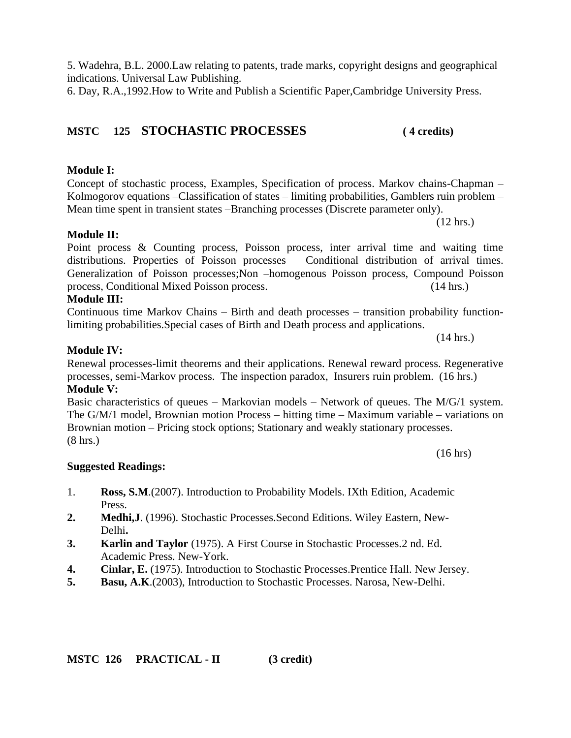5. Wadehra, B.L. 2000.Law relating to patents, trade marks, copyright designs and geographical indications. Universal Law Publishing.

6. Day, R.A.,1992.How to Write and Publish a Scientific Paper,Cambridge University Press.

## MSTC 125 STOCHASTIC PROCESSES ( 4 credits)

**Module I:**

Concept of stochastic process, Examples, Specification of process. Markov chains-Chapman – Kolmogorov equations –Classification of states – limiting probabilities, Gamblers ruin problem – Mean time spent in transient states –Branching processes (Discrete parameter only).

(12 hrs.)

**Module II:**

Point process & Counting process, Poisson process, inter arrival time and waiting time distributions. Properties of Poisson processes – Conditional distribution of arrival times. Generalization of Poisson processes;Non –homogenous Poisson process, Compound Poisson process, Conditional Mixed Poisson process. (14 hrs.)

**Module III:**

Continuous time Markov Chains – Birth and death processes – transition probability function-limiting probabilities.Special cases of Birth and Death process and applications.

(14 hrs.)

**Module IV:**

Renewal processes-limit theorems and their applications. Renewal reward process. Regenerative processes, semi-Markov process. The inspection paradox, Insurers ruin problem. (16 hrs.)

**Module V:**

Basic characteristics of queues – Markovian models – Network of queues. The M/G/1 system. The G/M/1 model, Brownian motion Process – hitting time – Maximum variable – variations on Brownian motion – Pricing stock options; Stationary and weakly stationary processes.
(8 hrs.)

(16 hrs)

**Suggested Readings:**

1. **Ross, S.M**.(2007). Introduction to Probability Models. IXth Edition, Academic Press.
2. **Medhi,J**. (1996). Stochastic Processes.Second Editions. Wiley Eastern, New-Delhi**.**
3. **Karlin and Taylor** (1975). A First Course in Stochastic Processes.2 nd. Ed. Academic Press. New-York.
4. **Cinlar, E.** (1975). Introduction to Stochastic Processes.Prentice Hall. New Jersey.
5. **Basu, A.K**.(2003), Introduction to Stochastic Processes. Narosa, New-Delhi.

## MSTC 126 PRACTICAL - II (3 credit)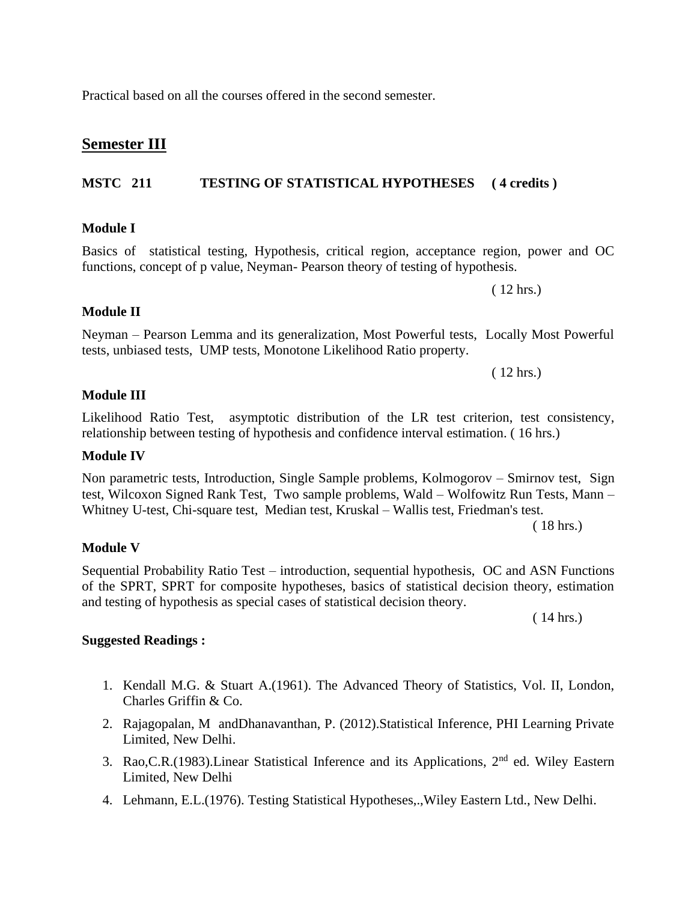Practical based on all the courses offered in the second semester.

## Semester III

### MSTC 211 TESTING OF STATISTICAL HYPOTHESES ( 4 credits )

**Module I**

Basics of statistical testing, Hypothesis, critical region, acceptance region, power and OC functions, concept of p value, Neyman- Pearson theory of testing of hypothesis.

( 12 hrs.)

**Module II**

Neyman – Pearson Lemma and its generalization, Most Powerful tests, Locally Most Powerful tests, unbiased tests, UMP tests, Monotone Likelihood Ratio property.

( 12 hrs.)

**Module III**

Likelihood Ratio Test, asymptotic distribution of the LR test criterion, test consistency, relationship between testing of hypothesis and confidence interval estimation. ( 16 hrs.)

**Module IV**

Non parametric tests, Introduction, Single Sample problems, Kolmogorov – Smirnov test, Sign test, Wilcoxon Signed Rank Test, Two sample problems, Wald – Wolfowitz Run Tests, Mann – Whitney U-test, Chi-square test, Median test, Kruskal – Wallis test, Friedman's test.

( 18 hrs.)

**Module V**

Sequential Probability Ratio Test – introduction, sequential hypothesis, OC and ASN Functions of the SPRT, SPRT for composite hypotheses, basics of statistical decision theory, estimation and testing of hypothesis as special cases of statistical decision theory.

( 14 hrs.)

**Suggested Readings :**

1. Kendall M.G. & Stuart A.(1961). The Advanced Theory of Statistics, Vol. II, London, Charles Griffin & Co.
2. Rajagopalan, M andDhanavanthan, P. (2012).Statistical Inference, PHI Learning Private Limited, New Delhi.
3. Rao,C.R.(1983).Linear Statistical Inference and its Applications, 2nd ed. Wiley Eastern Limited, New Delhi
4. Lehmann, E.L.(1976). Testing Statistical Hypotheses,.,Wiley Eastern Ltd., New Delhi.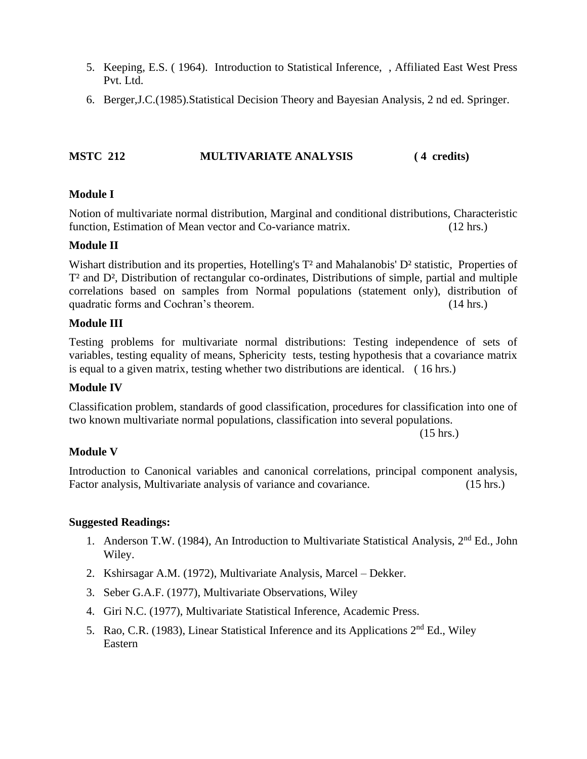5. Keeping, E.S. ( 1964). Introduction to Statistical Inference, , Affiliated East West Press Pvt. Ltd.
6. Berger,J.C.(1985).Statistical Decision Theory and Bayesian Analysis, 2 nd ed. Springer.

## MSTC 212 MULTIVARIATE ANALYSIS ( 4 credits)

### Module I

Notion of multivariate normal distribution, Marginal and conditional distributions, Characteristic function, Estimation of Mean vector and Co-variance matrix. (12 hrs.)

### Module II

Wishart distribution and its properties, Hotelling's $T^2$ and Mahalanobis' $D^2$ statistic, Properties of $T^2$ and $D^2$, Distribution of rectangular co-ordinates, Distributions of simple, partial and multiple correlations based on samples from Normal populations (statement only), distribution of quadratic forms and Cochran's theorem. (14 hrs.)

### Module III

Testing problems for multivariate normal distributions: Testing independence of sets of variables, testing equality of means, Sphericity tests, testing hypothesis that a covariance matrix is equal to a given matrix, testing whether two distributions are identical. ( 16 hrs.)

### Module IV

Classification problem, standards of good classification, procedures for classification into one of two known multivariate normal populations, classification into several populations. (15 hrs.)

### Module V

Introduction to Canonical variables and canonical correlations, principal component analysis, Factor analysis, Multivariate analysis of variance and covariance. (15 hrs.)

### Suggested Readings:

1. Anderson T.W. (1984), An Introduction to Multivariate Statistical Analysis, 2nd Ed., John Wiley.
2. Kshirsagar A.M. (1972), Multivariate Analysis, Marcel – Dekker.
3. Seber G.A.F. (1977), Multivariate Observations, Wiley
4. Giri N.C. (1977), Multivariate Statistical Inference, Academic Press.
5. Rao, C.R. (1983), Linear Statistical Inference and its Applications 2nd Ed., Wiley Eastern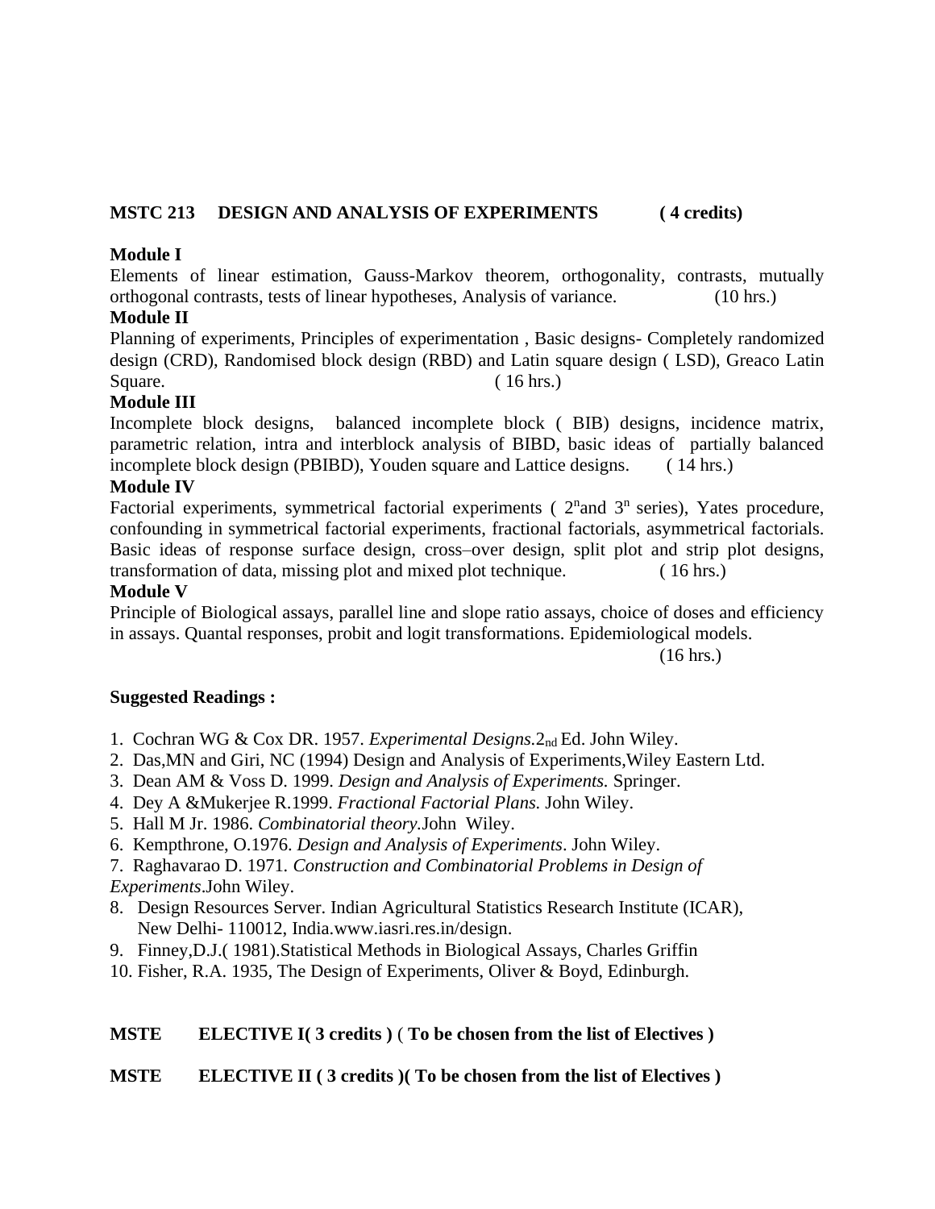## MSTC 213 DESIGN AND ANALYSIS OF EXPERIMENTS ( 4 credits)

**Module I**

Elements of linear estimation, Gauss-Markov theorem, orthogonality, contrasts, mutually orthogonal contrasts, tests of linear hypotheses, Analysis of variance. (10 hrs.)

**Module II**

Planning of experiments, Principles of experimentation , Basic designs- Completely randomized design (CRD), Randomised block design (RBD) and Latin square design ( LSD), Greaco Latin Square. ( 16 hrs.)

**Module III**

Incomplete block designs, balanced incomplete block ( BIB) designs, incidence matrix, parametric relation, intra and interblock analysis of BIBD, basic ideas of partially balanced incomplete block design (PBIBD), Youden square and Lattice designs. ( 14 hrs.)

**Module IV**

Factorial experiments, symmetrical factorial experiments ( $2^n$and $3^n$ series), Yates procedure, confounding in symmetrical factorial experiments, fractional factorials, asymmetrical factorials. Basic ideas of response surface design, cross–over design, split plot and strip plot designs, transformation of data, missing plot and mixed plot technique. ( 16 hrs.)

**Module V**

Principle of Biological assays, parallel line and slope ratio assays, choice of doses and efficiency in assays. Quantal responses, probit and logit transformations. Epidemiological models.

(16 hrs.)

**Suggested Readings :**

1. Cochran WG & Cox DR. 1957. *Experimental Designs.*$2_{nd}$ Ed. John Wiley.
2. Das,MN and Giri, NC (1994) Design and Analysis of Experiments,Wiley Eastern Ltd.
3. Dean AM & Voss D. 1999. *Design and Analysis of Experiments.* Springer.
4. Dey A &Mukerjee R.1999. *Fractional Factorial Plans.* John Wiley.
5. Hall M Jr. 1986. *Combinatorial theory.*John Wiley.
6. Kempthrone, O.1976. *Design and Analysis of Experiments*. John Wiley.
7. Raghavarao D. 1971. *Construction and Combinatorial Problems in Design of Experiments*.John Wiley.
8. Design Resources Server. Indian Agricultural Statistics Research Institute (ICAR), New Delhi- 110012, India.www.iasri.res.in/design.
9. Finney,D.J.( 1981).Statistical Methods in Biological Assays, Charles Griffin
10. Fisher, R.A. 1935, The Design of Experiments, Oliver & Boyd, Edinburgh.

**MSTE ELECTIVE I( 3 credits )** ( **To be chosen from the list of Electives )**

**MSTE ELECTIVE II ( 3 credits )( To be chosen from the list of Electives )**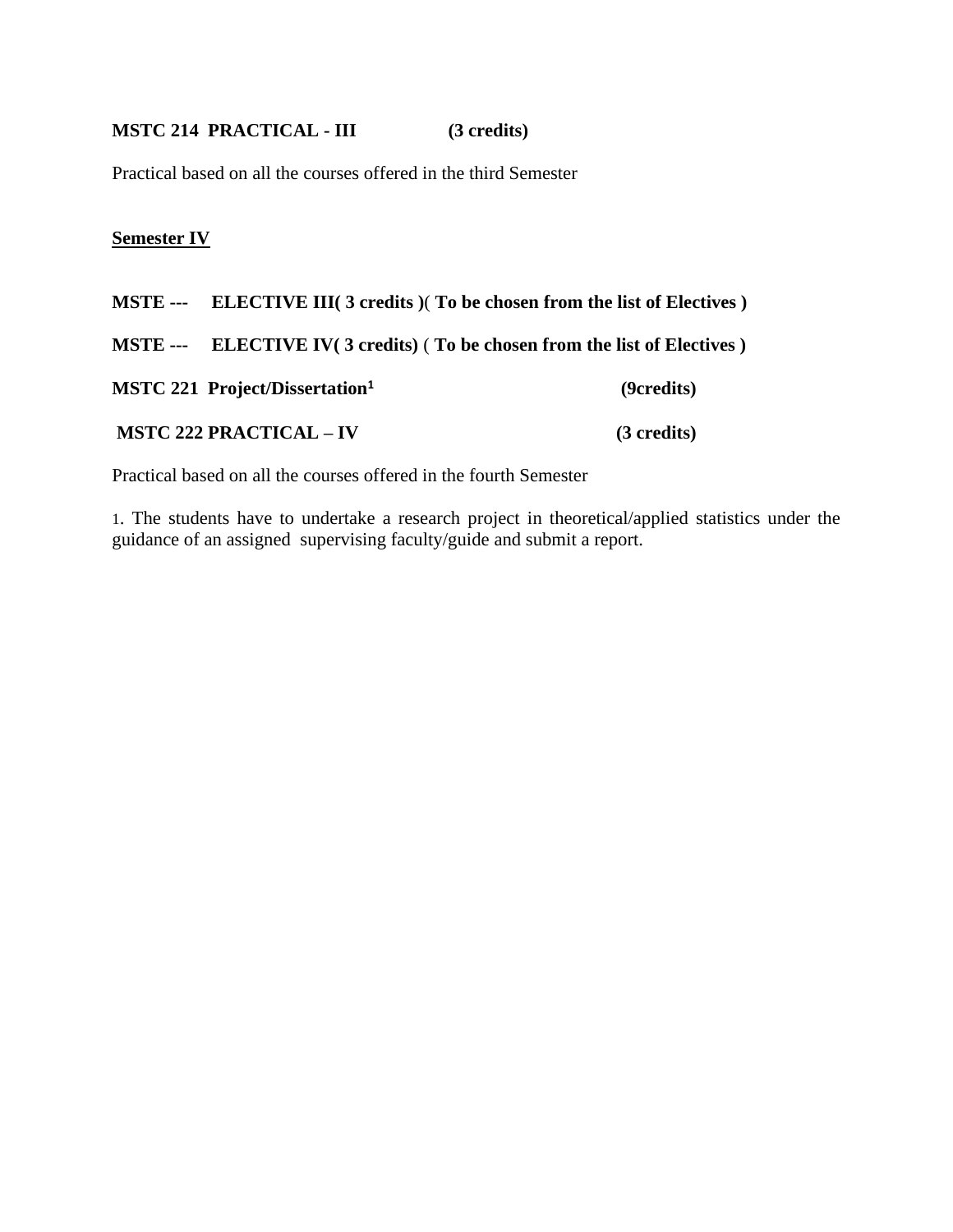**MSTC 214 PRACTICAL - III (3 credits)**

Practical based on all the courses offered in the third Semester

**Semester IV**

**MSTE --- ELECTIVE III( 3 credits )( To be chosen from the list of Electives )**

**MSTE --- ELECTIVE IV( 3 credits) ( To be chosen from the list of Electives )**

**MSTC 221 Project/Dissertation[1] (9credits)**

**MSTC 222 PRACTICAL – IV (3 credits)**

Practical based on all the courses offered in the fourth Semester

1. The students have to undertake a research project in theoretical/applied statistics under the guidance of an assigned supervising faculty/guide and submit a report.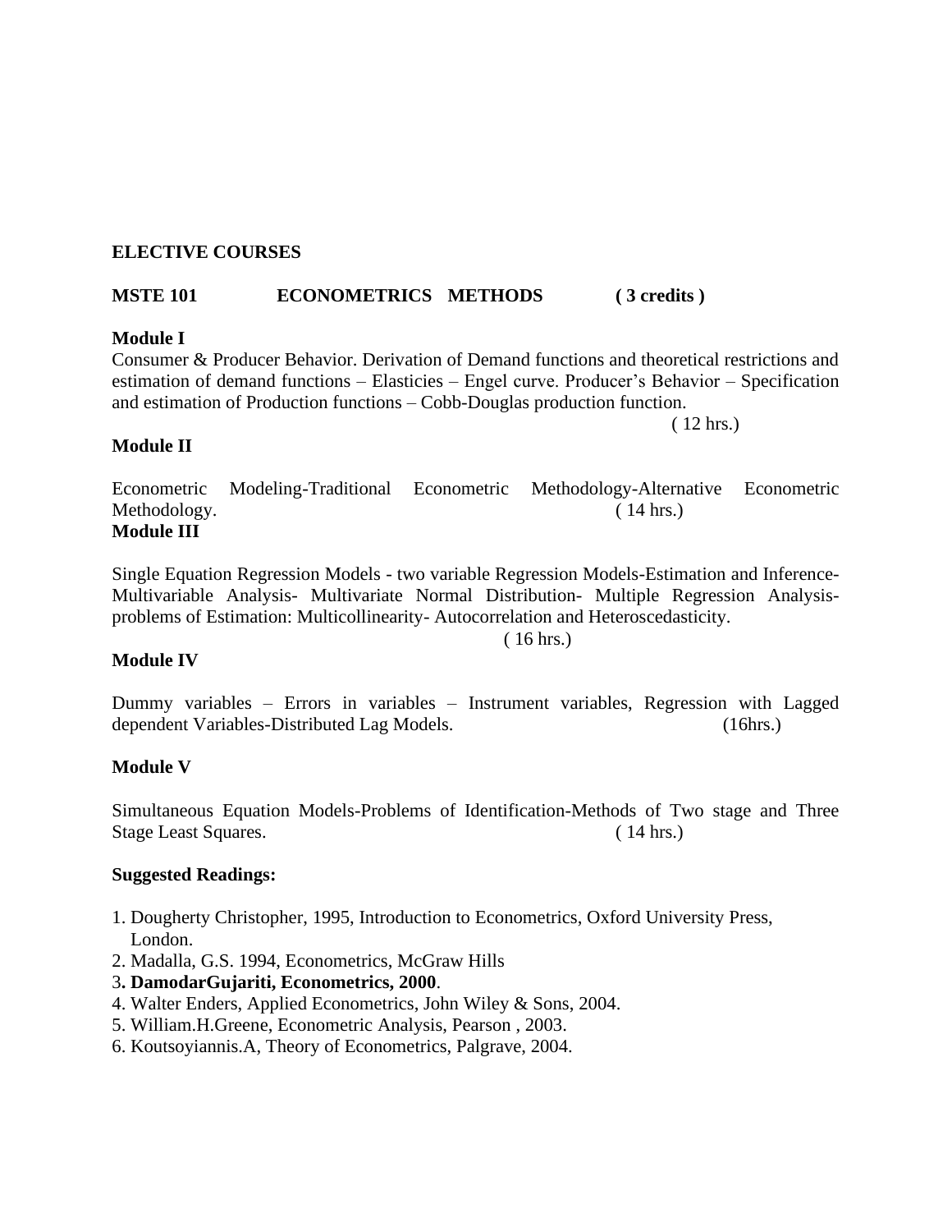## ELECTIVE COURSES

**MSTE 101 ECONOMETRICS METHODS ( 3 credits )**

**Module I**

Consumer & Producer Behavior. Derivation of Demand functions and theoretical restrictions and estimation of demand functions – Elasticies – Engel curve. Producer's Behavior – Specification and estimation of Production functions – Cobb-Douglas production function.

( 12 hrs.)

**Module II**

Econometric Modeling-Traditional Econometric Methodology-Alternative Econometric Methodology. ( 14 hrs.)

**Module III**

Single Equation Regression Models - two variable Regression Models-Estimation and Inference-Multivariable Analysis- Multivariate Normal Distribution- Multiple Regression Analysis-problems of Estimation: Multicollinearity- Autocorrelation and Heteroscedasticity.

( 16 hrs.)

**Module IV**

Dummy variables – Errors in variables – Instrument variables, Regression with Lagged dependent Variables-Distributed Lag Models. (16hrs.)

**Module V**

Simultaneous Equation Models-Problems of Identification-Methods of Two stage and Three Stage Least Squares. ( 14 hrs.)

**Suggested Readings:**

1. Dougherty Christopher, 1995, Introduction to Econometrics, Oxford University Press, London.
2. Madalla, G.S. 1994, Econometrics, McGraw Hills
3. **DamodarGujariti, Econometrics, 2000**.
4. Walter Enders, Applied Econometrics, John Wiley & Sons, 2004.
5. William.H.Greene, Econometric Analysis, Pearson , 2003.
6. Koutsoyiannis.A, Theory of Econometrics, Palgrave, 2004.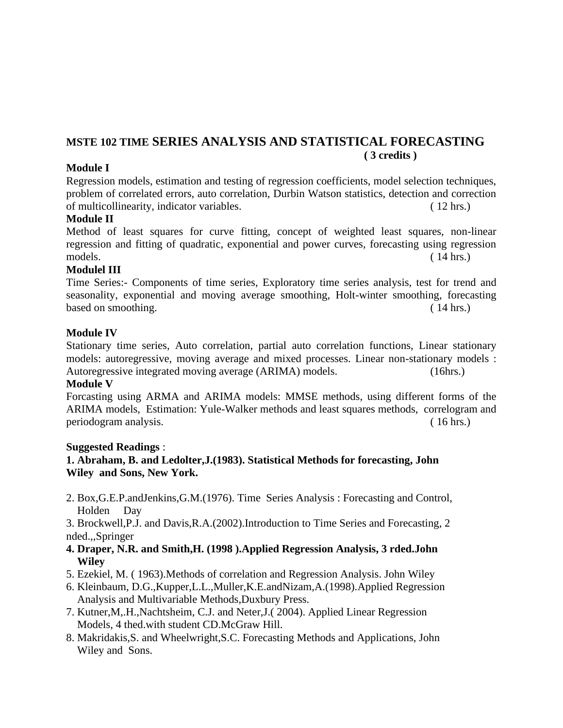## MSTE 102 TIME SERIES ANALYSIS AND STATISTICAL FORECASTING

**( 3 credits )**

**Module I**

Regression models, estimation and testing of regression coefficients, model selection techniques, problem of correlated errors, auto correlation, Durbin Watson statistics, detection and correction of multicollinearity, indicator variables. ( 12 hrs.)

**Module II**

Method of least squares for curve fitting, concept of weighted least squares, non-linear regression and fitting of quadratic, exponential and power curves, forecasting using regression models. ( 14 hrs.)

**Modulel III**

Time Series:- Components of time series, Exploratory time series analysis, test for trend and seasonality, exponential and moving average smoothing, Holt-winter smoothing, forecasting based on smoothing. ( 14 hrs.)

**Module IV**

Stationary time series, Auto correlation, partial auto correlation functions, Linear stationary models: autoregressive, moving average and mixed processes. Linear non-stationary models : Autoregressive integrated moving average (ARIMA) models. (16hrs.)

**Module V**

Forcasting using ARMA and ARIMA models: MMSE methods, using different forms of the ARIMA models, Estimation: Yule-Walker methods and least squares methods, correlogram and periodogram analysis. ( 16 hrs.)

**Suggested Readings** :

**1. Abraham, B. and Ledolter,J.(1983). Statistical Methods for forecasting, John Wiley and Sons, New York.**

2. Box,G.E.P.andJenkins,G.M.(1976). Time Series Analysis : Forecasting and Control, Holden Day
3. Brockwell,P.J. and Davis,R.A.(2002).Introduction to Time Series and Forecasting, 2 nded.,,Springer
4. **Draper, N.R. and Smith,H. (1998 ).Applied Regression Analysis, 3 rded.John Wiley**
5. Ezekiel, M. ( 1963).Methods of correlation and Regression Analysis. John Wiley
6. Kleinbaum, D.G.,Kupper,L.L.,Muller,K.E.andNizam,A.(1998).Applied Regression Analysis and Multivariable Methods,Duxbury Press.
7. Kutner,M,.H.,Nachtsheim, C.J. and Neter,J.( 2004). Applied Linear Regression Models, 4 thed.with student CD.McGraw Hill.
8. Makridakis,S. and Wheelwright,S.C. Forecasting Methods and Applications, John Wiley and Sons.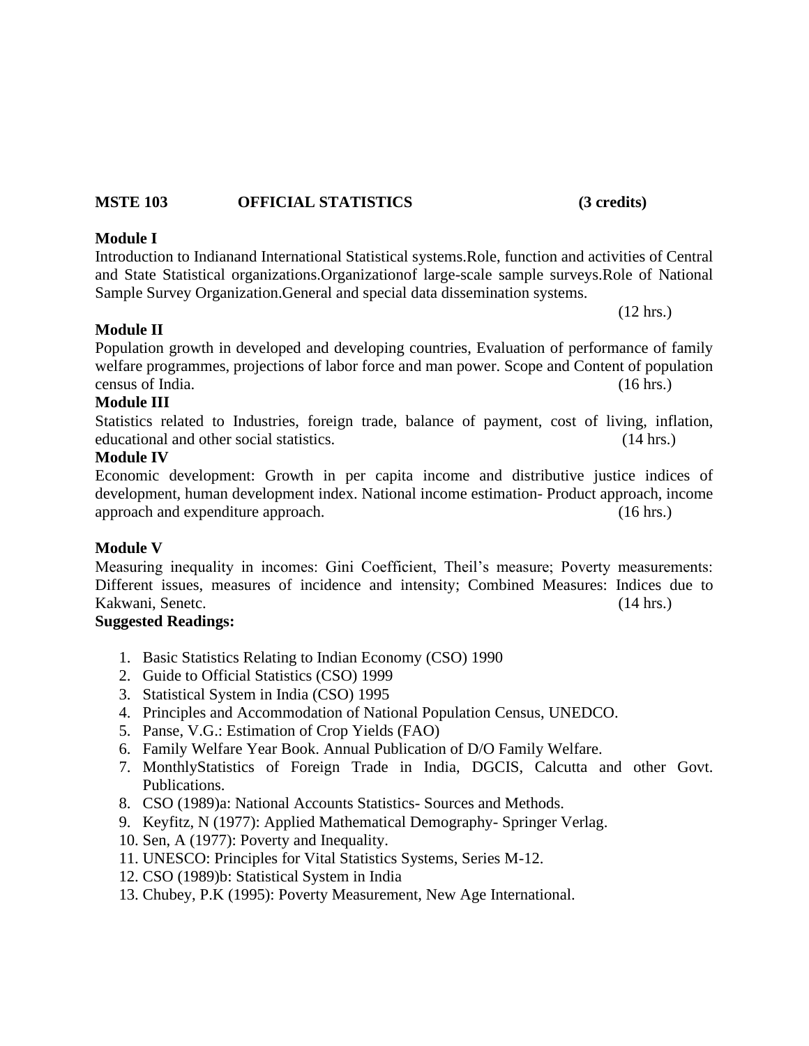## MSTE 103 OFFICIAL STATISTICS (3 credits)

**Module I**

Introduction to Indianand International Statistical systems.Role, function and activities of Central and State Statistical organizations.Organizationof large-scale sample surveys.Role of National Sample Survey Organization.General and special data dissemination systems.

(12 hrs.)

**Module II**

Population growth in developed and developing countries, Evaluation of performance of family welfare programmes, projections of labor force and man power. Scope and Content of population census of India. (16 hrs.)

**Module III**

Statistics related to Industries, foreign trade, balance of payment, cost of living, inflation, educational and other social statistics. (14 hrs.)

**Module IV**

Economic development: Growth in per capita income and distributive justice indices of development, human development index. National income estimation- Product approach, income approach and expenditure approach. (16 hrs.)

**Module V**

Measuring inequality in incomes: Gini Coefficient, Theil's measure; Poverty measurements: Different issues, measures of incidence and intensity; Combined Measures: Indices due to Kakwani, Senetc. (14 hrs.)

**Suggested Readings:**

1. Basic Statistics Relating to Indian Economy (CSO) 1990
2. Guide to Official Statistics (CSO) 1999
3. Statistical System in India (CSO) 1995
4. Principles and Accommodation of National Population Census, UNEDCO.
5. Panse, V.G.: Estimation of Crop Yields (FAO)
6. Family Welfare Year Book. Annual Publication of D/O Family Welfare.
7. MonthlyStatistics of Foreign Trade in India, DGCIS, Calcutta and other Govt. Publications.
8. CSO (1989)a: National Accounts Statistics- Sources and Methods.
9. Keyfitz, N (1977): Applied Mathematical Demography- Springer Verlag.
10. Sen, A (1977): Poverty and Inequality.
11. UNESCO: Principles for Vital Statistics Systems, Series M-12.
12. CSO (1989)b: Statistical System in India
13. Chubey, P.K (1995): Poverty Measurement, New Age International.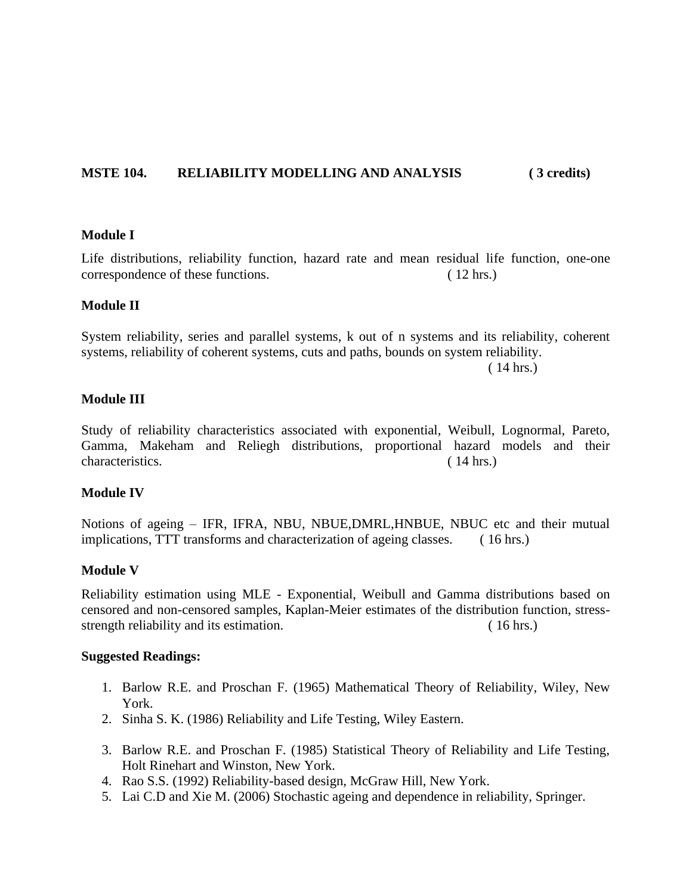**MSTE 104. RELIABILITY MODELLING AND ANALYSIS ( 3 credits)**

**Module I**

Life distributions, reliability function, hazard rate and mean residual life function, one-one correspondence of these functions. ( 12 hrs.)

**Module II**

System reliability, series and parallel systems, k out of n systems and its reliability, coherent systems, reliability of coherent systems, cuts and paths, bounds on system reliability. ( 14 hrs.)

**Module III**

Study of reliability characteristics associated with exponential, Weibull, Lognormal, Pareto, Gamma, Makeham and Reliegh distributions, proportional hazard models and their characteristics. ( 14 hrs.)

**Module IV**

Notions of ageing – IFR, IFRA, NBU, NBUE,DMRL,HNBUE, NBUC etc and their mutual implications, TTT transforms and characterization of ageing classes. ( 16 hrs.)

**Module V**

Reliability estimation using MLE - Exponential, Weibull and Gamma distributions based on censored and non-censored samples, Kaplan-Meier estimates of the distribution function, stress-strength reliability and its estimation. ( 16 hrs.)

**Suggested Readings:**

1. Barlow R.E. and Proschan F. (1965) Mathematical Theory of Reliability, Wiley, New York.
2. Sinha S. K. (1986) Reliability and Life Testing, Wiley Eastern.
3. Barlow R.E. and Proschan F. (1985) Statistical Theory of Reliability and Life Testing, Holt Rinehart and Winston, New York.
4. Rao S.S. (1992) Reliability-based design, McGraw Hill, New York.
5. Lai C.D and Xie M. (2006) Stochastic ageing and dependence in reliability, Springer.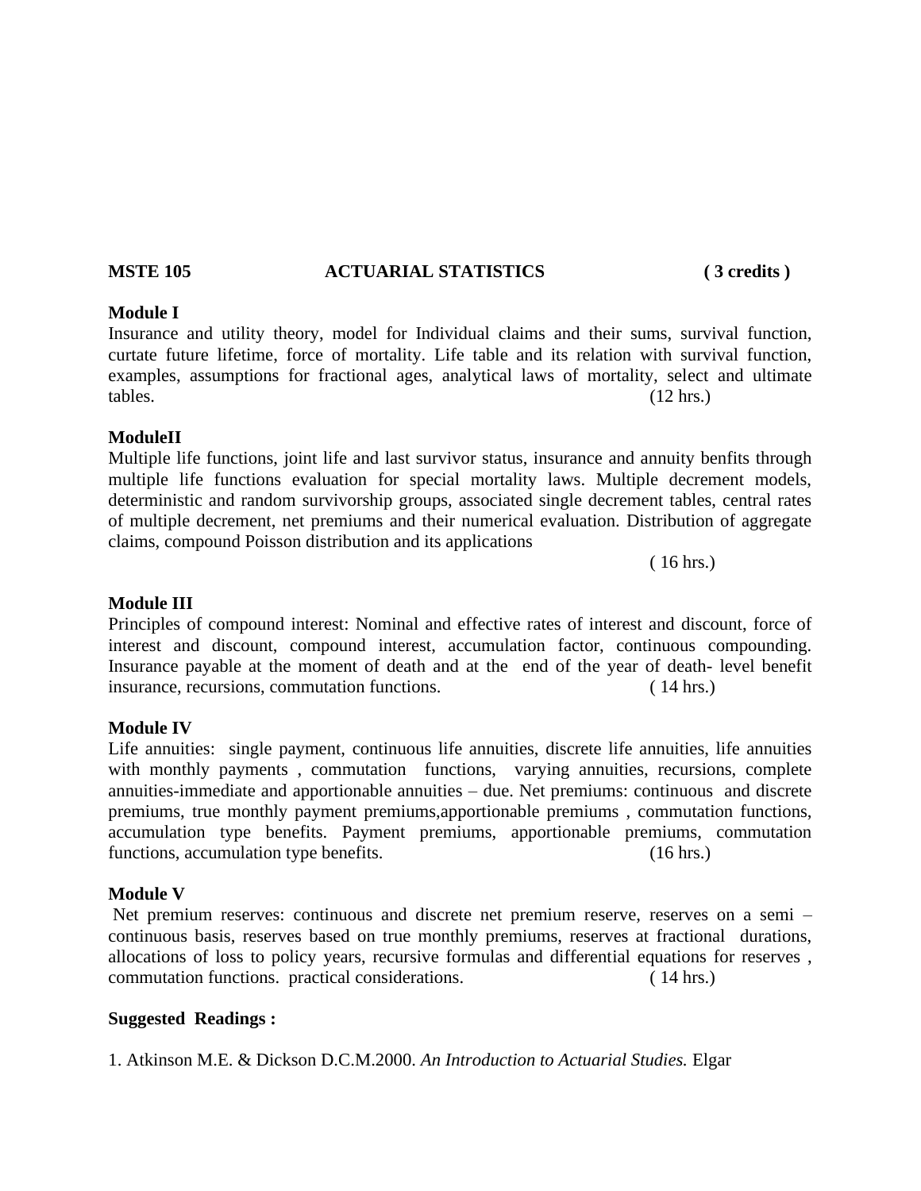**MSTE 105 ACTUARIAL STATISTICS ( 3 credits )**

**Module I**

Insurance and utility theory, model for Individual claims and their sums, survival function, curtate future lifetime, force of mortality. Life table and its relation with survival function, examples, assumptions for fractional ages, analytical laws of mortality, select and ultimate tables. (12 hrs.)

**ModuleII**

Multiple life functions, joint life and last survivor status, insurance and annuity benfits through multiple life functions evaluation for special mortality laws. Multiple decrement models, deterministic and random survivorship groups, associated single decrement tables, central rates of multiple decrement, net premiums and their numerical evaluation. Distribution of aggregate claims, compound Poisson distribution and its applications

( 16 hrs.)

**Module III**

Principles of compound interest: Nominal and effective rates of interest and discount, force of interest and discount, compound interest, accumulation factor, continuous compounding. Insurance payable at the moment of death and at the end of the year of death- level benefit insurance, recursions, commutation functions. ( 14 hrs.)

**Module IV**

Life annuities: single payment, continuous life annuities, discrete life annuities, life annuities with monthly payments , commutation functions, varying annuities, recursions, complete annuities-immediate and apportionable annuities – due. Net premiums: continuous and discrete premiums, true monthly payment premiums,apportionable premiums , commutation functions, accumulation type benefits. Payment premiums, apportionable premiums, commutation functions, accumulation type benefits. (16 hrs.)

**Module V**

Net premium reserves: continuous and discrete net premium reserve, reserves on a semi – continuous basis, reserves based on true monthly premiums, reserves at fractional durations, allocations of loss to policy years, recursive formulas and differential equations for reserves , commutation functions. practical considerations. ( 14 hrs.)

**Suggested Readings :**

1. Atkinson M.E. & Dickson D.C.M.2000. *An Introduction to Actuarial Studies.* Elgar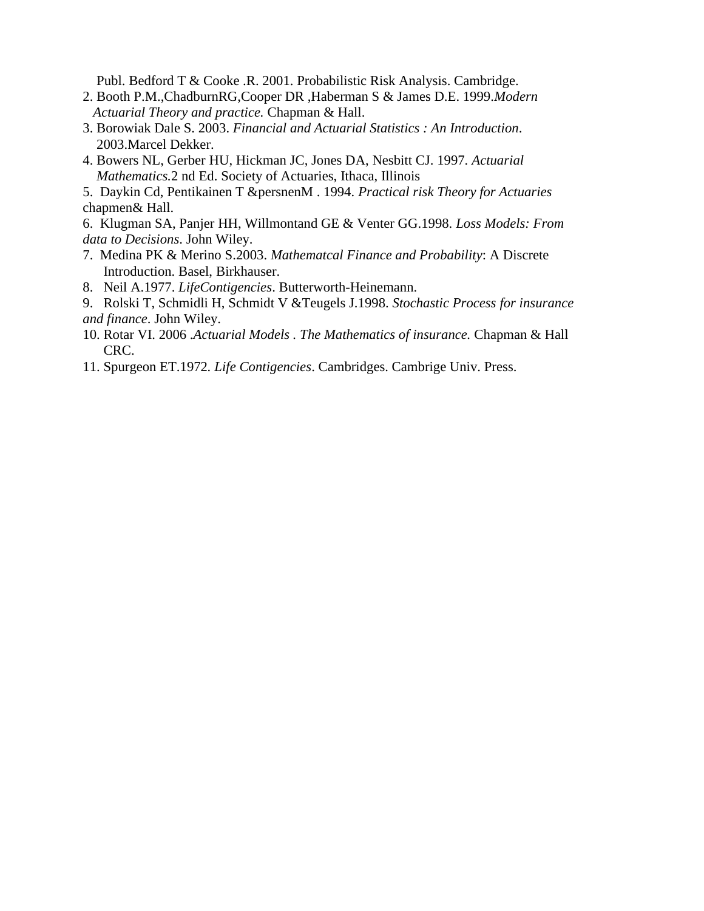Publ. Bedford T & Cooke .R. 2001. Probabilistic Risk Analysis. Cambridge.

2. Booth P.M.,ChadburnRG,Cooper DR ,Haberman S & James D.E. 1999.*Modern Actuarial Theory and practice.* Chapman & Hall.
3. Borowiak Dale S. 2003. *Financial and Actuarial Statistics : An Introduction*. 2003.Marcel Dekker.
4. Bowers NL, Gerber HU, Hickman JC, Jones DA, Nesbitt CJ. 1997. *Actuarial Mathematics.*2 nd Ed. Society of Actuaries, Ithaca, Illinois
5. Daykin Cd, Pentikainen T &persnenM . 1994. *Practical risk Theory for Actuaries* chapmen& Hall.
6. Klugman SA, Panjer HH, Willmontand GE & Venter GG.1998. *Loss Models: From data to Decisions*. John Wiley.
7. Medina PK & Merino S.2003. *Mathematcal Finance and Probability*: A Discrete Introduction. Basel, Birkhauser.
8. Neil A.1977. *LifeContigencies*. Butterworth-Heinemann.
9. Rolski T, Schmidli H, Schmidt V &Teugels J.1998. *Stochastic Process for insurance and finance*. John Wiley.
10. Rotar VI. 2006 .*Actuarial Models . The Mathematics of insurance.* Chapman & Hall CRC.
11. Spurgeon ET.1972. *Life Contigencies*. Cambridges. Cambrige Univ. Press.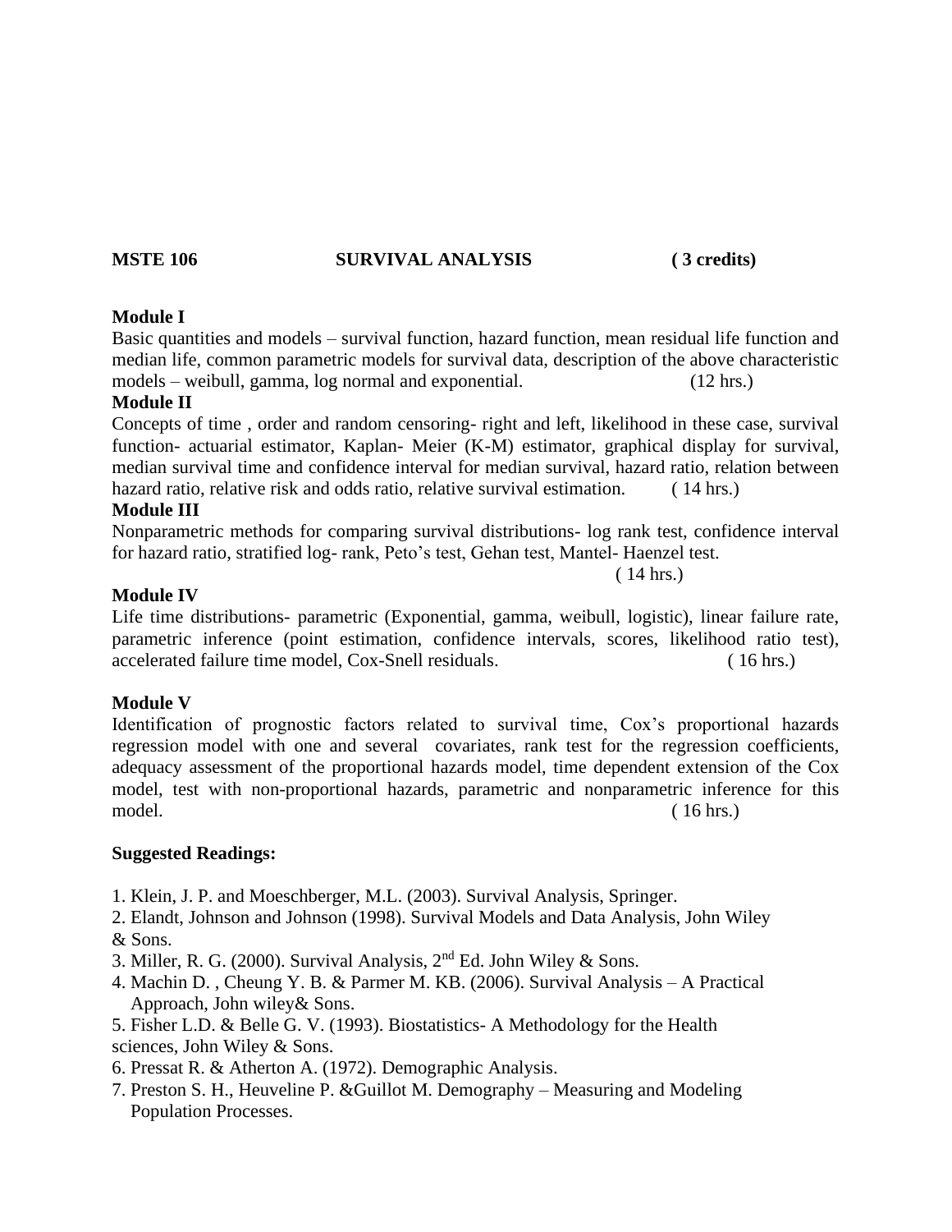**MSTE 106 SURVIVAL ANALYSIS ( 3 credits)**

**Module I**

Basic quantities and models – survival function, hazard function, mean residual life function and median life, common parametric models for survival data, description of the above characteristic models – weibull, gamma, log normal and exponential. (12 hrs.)

**Module II**

Concepts of time , order and random censoring- right and left, likelihood in these case, survival function- actuarial estimator, Kaplan- Meier (K-M) estimator, graphical display for survival, median survival time and confidence interval for median survival, hazard ratio, relation between hazard ratio, relative risk and odds ratio, relative survival estimation. ( 14 hrs.)

**Module III**

Nonparametric methods for comparing survival distributions- log rank test, confidence interval for hazard ratio, stratified log- rank, Peto's test, Gehan test, Mantel- Haenzel test. ( 14 hrs.)

**Module IV**

Life time distributions- parametric (Exponential, gamma, weibull, logistic), linear failure rate, parametric inference (point estimation, confidence intervals, scores, likelihood ratio test), accelerated failure time model, Cox-Snell residuals. ( 16 hrs.)

**Module V**

Identification of prognostic factors related to survival time, Cox's proportional hazards regression model with one and several covariates, rank test for the regression coefficients, adequacy assessment of the proportional hazards model, time dependent extension of the Cox model, test with non-proportional hazards, parametric and nonparametric inference for this model. ( 16 hrs.)

**Suggested Readings:**

1. Klein, J. P. and Moeschberger, M.L. (2003). Survival Analysis, Springer.
2. Elandt, Johnson and Johnson (1998). Survival Models and Data Analysis, John Wiley & Sons.
3. Miller, R. G. (2000). Survival Analysis, 2nd Ed. John Wiley & Sons.
4. Machin D. , Cheung Y. B. & Parmer M. KB. (2006). Survival Analysis – A Practical Approach, John wiley& Sons.
5. Fisher L.D. & Belle G. V. (1993). Biostatistics- A Methodology for the Health sciences, John Wiley & Sons.
6. Pressat R. & Atherton A. (1972). Demographic Analysis.
7. Preston S. H., Heuveline P. &Guillot M. Demography – Measuring and Modeling Population Processes.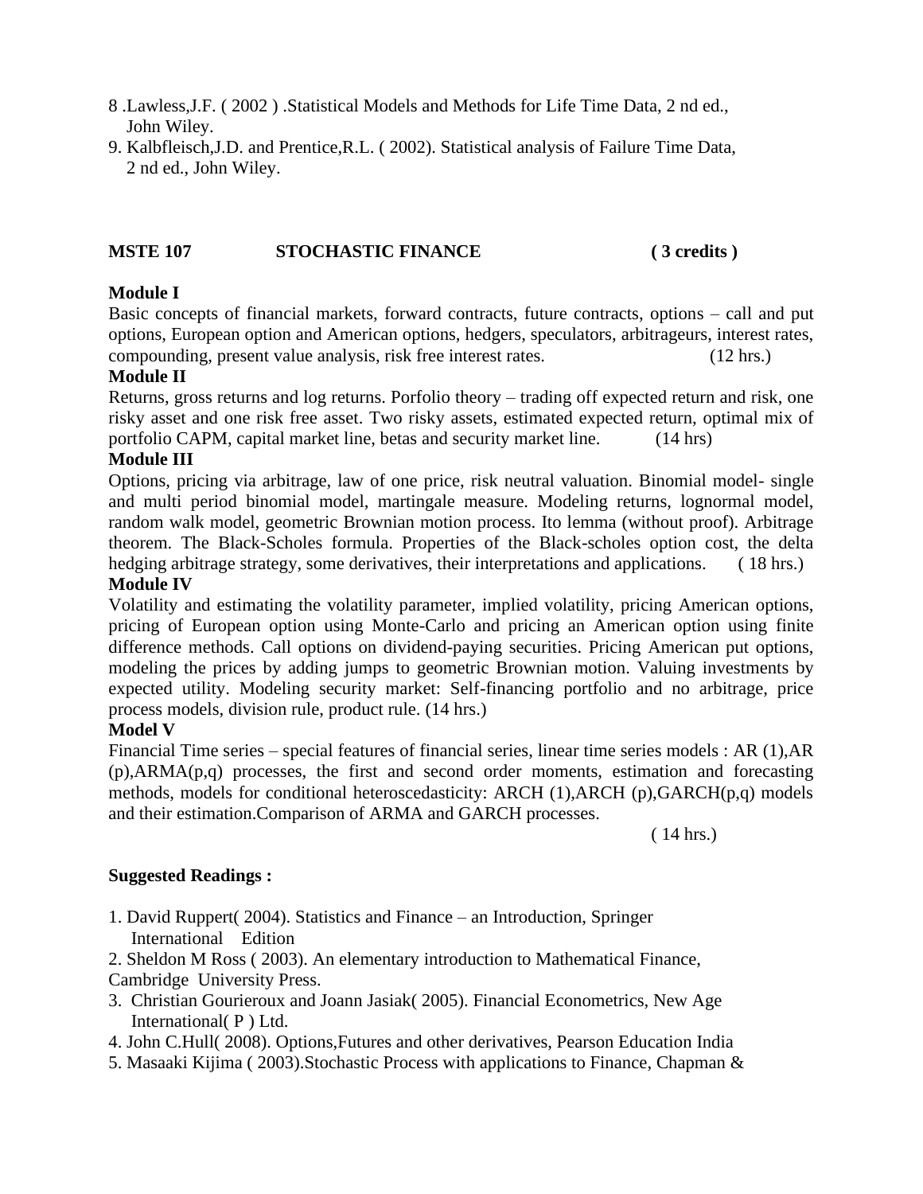8 .Lawless,J.F. ( 2002 ) .Statistical Models and Methods for Life Time Data, 2 nd ed., John Wiley.

9. Kalbfleisch,J.D. and Prentice,R.L. ( 2002). Statistical analysis of Failure Time Data, 2 nd ed., John Wiley.

## MSTE 107 STOCHASTIC FINANCE ( 3 credits )

**Module I**

Basic concepts of financial markets, forward contracts, future contracts, options – call and put options, European option and American options, hedgers, speculators, arbitrageurs, interest rates, compounding, present value analysis, risk free interest rates. (12 hrs.)

**Module II**

Returns, gross returns and log returns. Porfolio theory – trading off expected return and risk, one risky asset and one risk free asset. Two risky assets, estimated expected return, optimal mix of portfolio CAPM, capital market line, betas and security market line. (14 hrs)

**Module III**

Options, pricing via arbitrage, law of one price, risk neutral valuation. Binomial model- single and multi period binomial model, martingale measure. Modeling returns, lognormal model, random walk model, geometric Brownian motion process. Ito lemma (without proof). Arbitrage theorem. The Black-Scholes formula. Properties of the Black-scholes option cost, the delta hedging arbitrage strategy, some derivatives, their interpretations and applications. ( 18 hrs.)

**Module IV**

Volatility and estimating the volatility parameter, implied volatility, pricing American options, pricing of European option using Monte-Carlo and pricing an American option using finite difference methods. Call options on dividend-paying securities. Pricing American put options, modeling the prices by adding jumps to geometric Brownian motion. Valuing investments by expected utility. Modeling security market: Self-financing portfolio and no arbitrage, price process models, division rule, product rule. (14 hrs.)

**Model V**

Financial Time series – special features of financial series, linear time series models : AR (1),AR (p),ARMA(p,q) processes, the first and second order moments, estimation and forecasting methods, models for conditional heteroscedasticity: ARCH (1),ARCH (p),GARCH(p,q) models and their estimation.Comparison of ARMA and GARCH processes.

( 14 hrs.)

**Suggested Readings :**

1. David Ruppert( 2004). Statistics and Finance – an Introduction, Springer International Edition
2. Sheldon M Ross ( 2003). An elementary introduction to Mathematical Finance, Cambridge University Press.
3. Christian Gourieroux and Joann Jasiak( 2005). Financial Econometrics, New Age International( P ) Ltd.
4. John C.Hull( 2008). Options,Futures and other derivatives, Pearson Education India
5. Masaaki Kijima ( 2003).Stochastic Process with applications to Finance, Chapman &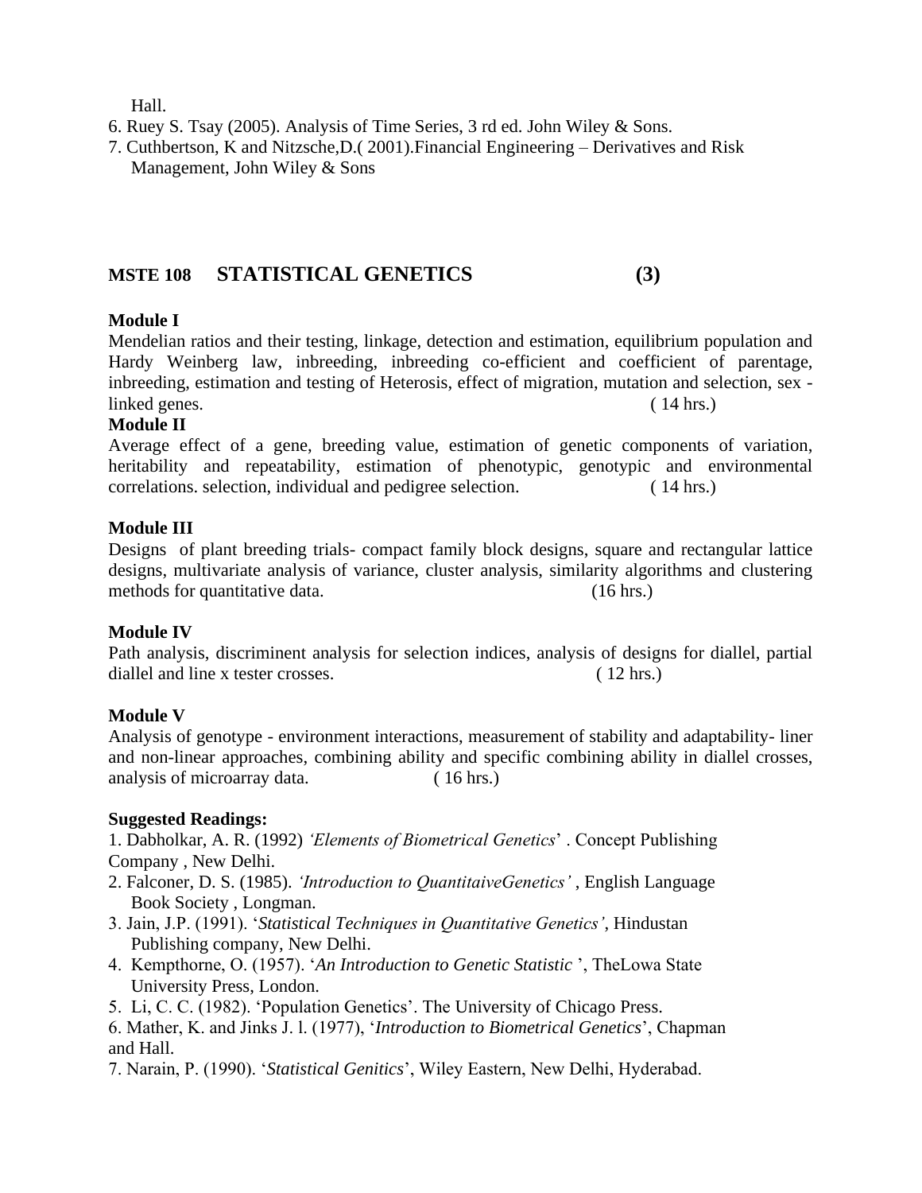Hall.

6. Ruey S. Tsay (2005). Analysis of Time Series, 3 rd ed. John Wiley & Sons.
7. Cuthbertson, K and Nitzsche,D.( 2001).Financial Engineering – Derivatives and Risk Management, John Wiley & Sons

## MSTE 108 STATISTICAL GENETICS (3)

**Module I**

Mendelian ratios and their testing, linkage, detection and estimation, equilibrium population and Hardy Weinberg law, inbreeding, inbreeding co-efficient and coefficient of parentage, inbreeding, estimation and testing of Heterosis, effect of migration, mutation and selection, sex - linked genes. ( 14 hrs.)

**Module II**

Average effect of a gene, breeding value, estimation of genetic components of variation, heritability and repeatability, estimation of phenotypic, genotypic and environmental correlations. selection, individual and pedigree selection. ( 14 hrs.)

**Module III**

Designs of plant breeding trials- compact family block designs, square and rectangular lattice designs, multivariate analysis of variance, cluster analysis, similarity algorithms and clustering methods for quantitative data. (16 hrs.)

**Module IV**

Path analysis, discriminent analysis for selection indices, analysis of designs for diallel, partial diallel and line x tester crosses. ( 12 hrs.)

**Module V**

Analysis of genotype - environment interactions, measurement of stability and adaptability- liner and non-linear approaches, combining ability and specific combining ability in diallel crosses, analysis of microarray data. ( 16 hrs.)

**Suggested Readings:**

1. Dabholkar, A. R. (1992) *'Elements of Biometrical Genetics'* . Concept Publishing Company , New Delhi.
2. Falconer, D. S. (1985). *'Introduction to QuantitaiveGenetics'* , English Language Book Society , Longman.
3. Jain, J.P. (1991). '*Statistical Techniques in Quantitative Genetics'*, Hindustan Publishing company, New Delhi.
4. Kempthorne, O. (1957). '*An Introduction to Genetic Statistic* ', TheLowa State University Press, London.
5. Li, C. C. (1982). 'Population Genetics'. The University of Chicago Press.
6. Mather, K. and Jinks J. l. (1977), '*Introduction to Biometrical Genetics*', Chapman and Hall.
7. Narain, P. (1990). '*Statistical Genitics*', Wiley Eastern, New Delhi, Hyderabad.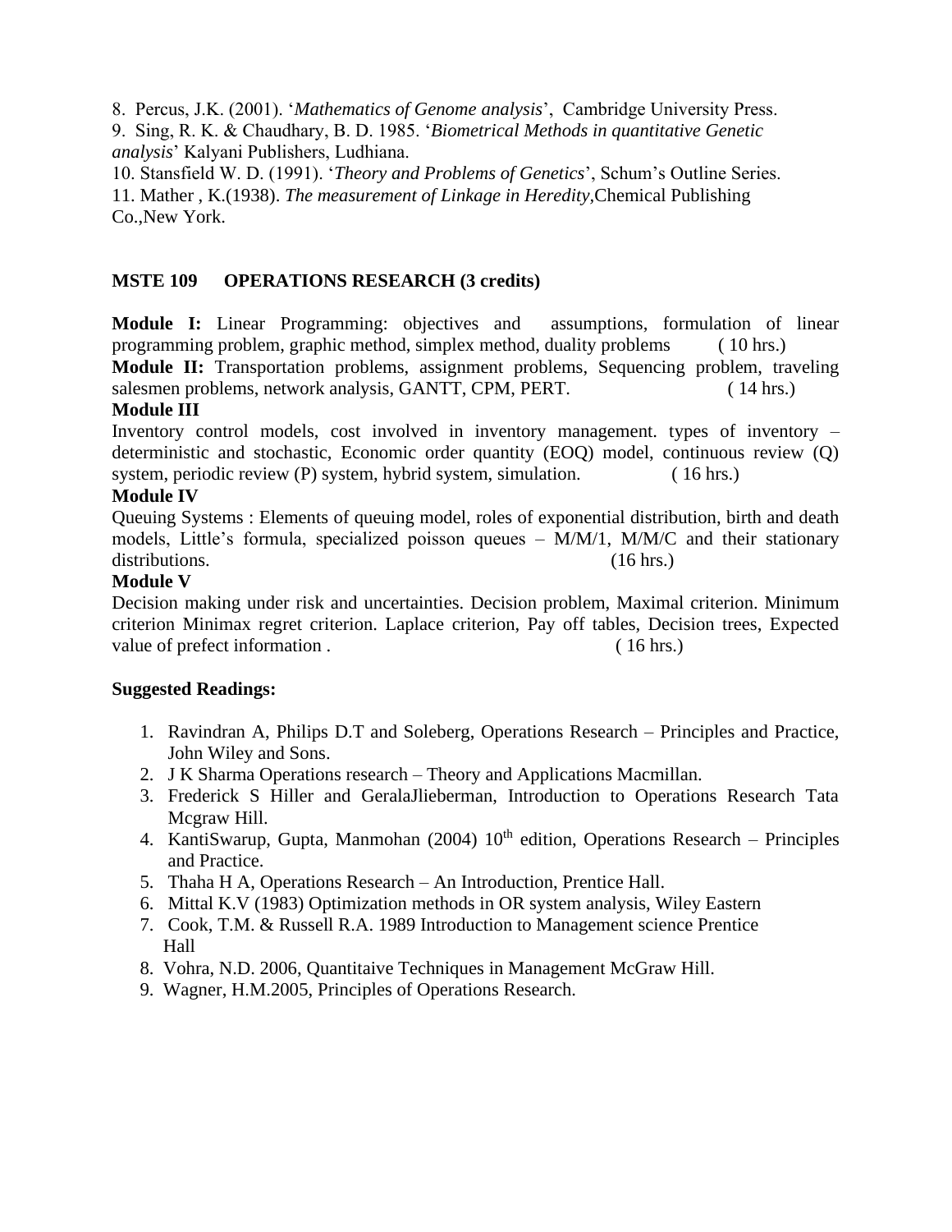8. Percus, J.K. (2001). '*Mathematics of Genome analysis*', Cambridge University Press.
9. Sing, R. K. & Chaudhary, B. D. 1985. '*Biometrical Methods in quantitative Genetic analysis*' Kalyani Publishers, Ludhiana.
10. Stansfield W. D. (1991). '*Theory and Problems of Genetics*', Schum's Outline Series.
11. Mather , K.(1938). *The measurement of Linkage in Heredity*,Chemical Publishing Co.,New York.

## MSTE 109 OPERATIONS RESEARCH (3 credits)

**Module I:** Linear Programming: objectives and assumptions, formulation of linear programming problem, graphic method, simplex method, duality problems ( 10 hrs.)

**Module II:** Transportation problems, assignment problems, Sequencing problem, traveling salesmen problems, network analysis, GANTT, CPM, PERT. ( 14 hrs.)

**Module III**

Inventory control models, cost involved in inventory management. types of inventory – deterministic and stochastic, Economic order quantity (EOQ) model, continuous review (Q) system, periodic review (P) system, hybrid system, simulation. ( 16 hrs.)

**Module IV**

Queuing Systems : Elements of queuing model, roles of exponential distribution, birth and death models, Little's formula, specialized poisson queues – M/M/1, M/M/C and their stationary distributions. (16 hrs.)

**Module V**

Decision making under risk and uncertainties. Decision problem, Maximal criterion. Minimum criterion Minimax regret criterion. Laplace criterion, Pay off tables, Decision trees, Expected value of prefect information . ( 16 hrs.)

**Suggested Readings:**

1. Ravindran A, Philips D.T and Soleberg, Operations Research – Principles and Practice, John Wiley and Sons.
2. J K Sharma Operations research – Theory and Applications Macmillan.
3. Frederick S Hiller and GeralaJlieberman, Introduction to Operations Research Tata Mcgraw Hill.
4. KantiSwarup, Gupta, Manmohan (2004) 10th edition, Operations Research – Principles and Practice.
5. Thaha H A, Operations Research – An Introduction, Prentice Hall.
6. Mittal K.V (1983) Optimization methods in OR system analysis, Wiley Eastern
7. Cook, T.M. & Russell R.A. 1989 Introduction to Management science Prentice Hall
8. Vohra, N.D. 2006, Quantitaive Techniques in Management McGraw Hill.
9. Wagner, H.M.2005, Principles of Operations Research.